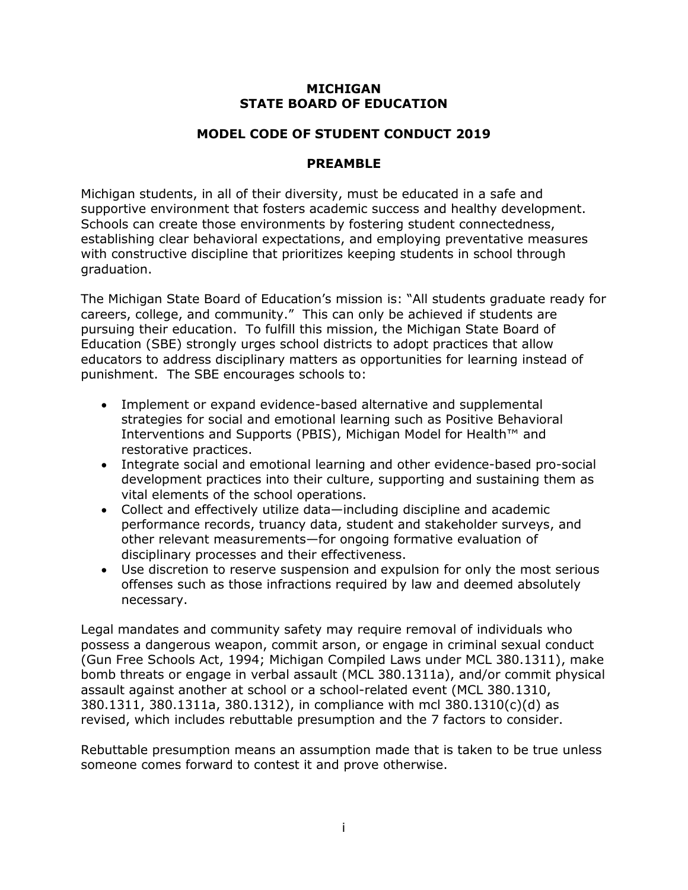# MICHIGAN
# STATE BOARD OF EDUCATION

## MODEL CODE OF STUDENT CONDUCT 2019

### PREAMBLE

Michigan students, in all of their diversity, must be educated in a safe and supportive environment that fosters academic success and healthy development. Schools can create those environments by fostering student connectedness, establishing clear behavioral expectations, and employing preventative measures with constructive discipline that prioritizes keeping students in school through graduation.

The Michigan State Board of Education's mission is: "All students graduate ready for careers, college, and community." This can only be achieved if students are pursuing their education. To fulfill this mission, the Michigan State Board of Education (SBE) strongly urges school districts to adopt practices that allow educators to address disciplinary matters as opportunities for learning instead of punishment. The SBE encourages schools to:

- Implement or expand evidence-based alternative and supplemental strategies for social and emotional learning such as Positive Behavioral Interventions and Supports (PBIS), Michigan Model for Health™ and restorative practices.
- Integrate social and emotional learning and other evidence-based pro-social development practices into their culture, supporting and sustaining them as vital elements of the school operations.
- Collect and effectively utilize data—including discipline and academic performance records, truancy data, student and stakeholder surveys, and other relevant measurements—for ongoing formative evaluation of disciplinary processes and their effectiveness.
- Use discretion to reserve suspension and expulsion for only the most serious offenses such as those infractions required by law and deemed absolutely necessary.

Legal mandates and community safety may require removal of individuals who possess a dangerous weapon, commit arson, or engage in criminal sexual conduct (Gun Free Schools Act, 1994; Michigan Compiled Laws under MCL 380.1311), make bomb threats or engage in verbal assault (MCL 380.1311a), and/or commit physical assault against another at school or a school-related event (MCL 380.1310, 380.1311, 380.1311a, 380.1312), in compliance with mcl 380.1310(c)(d) as revised, which includes rebuttable presumption and the 7 factors to consider.

Rebuttable presumption means an assumption made that is taken to be true unless someone comes forward to contest it and prove otherwise.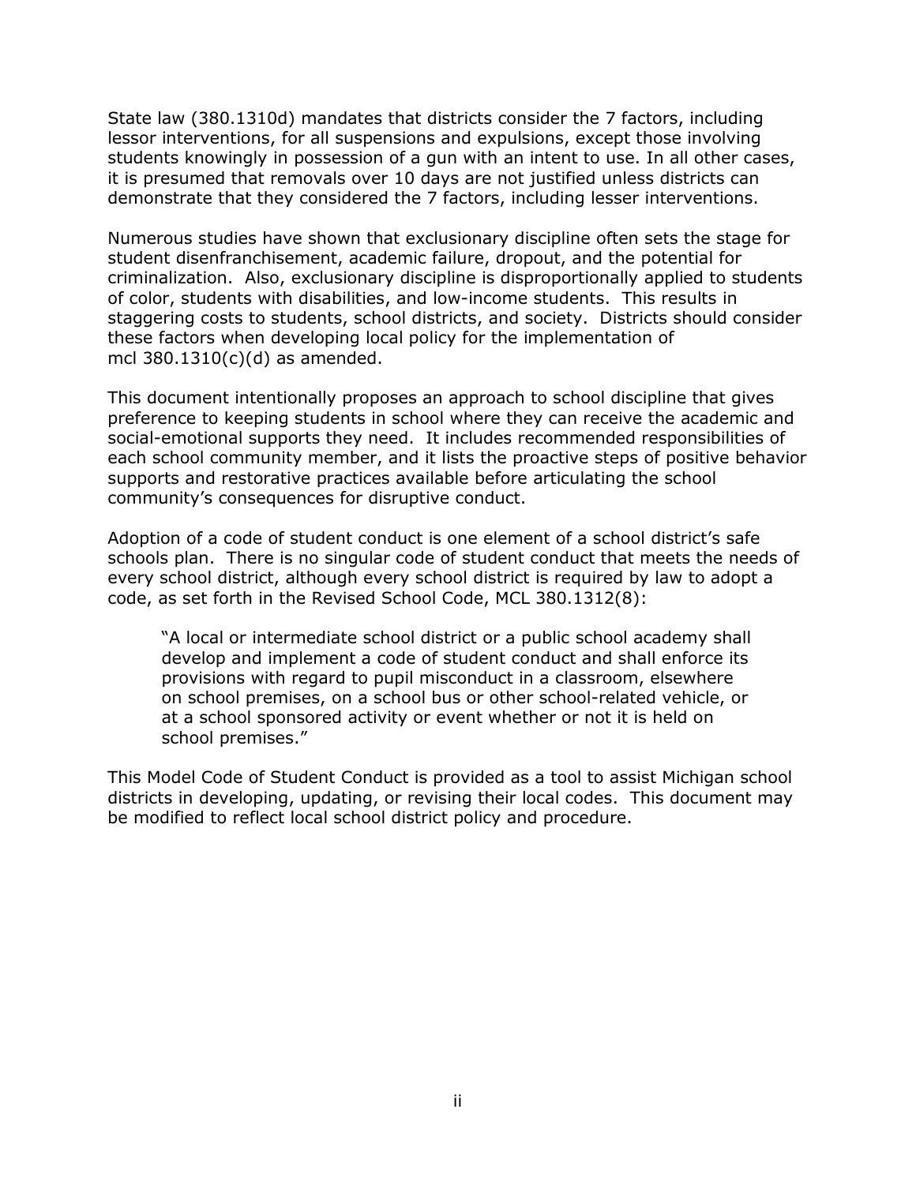State law (380.1310d) mandates that districts consider the 7 factors, including lessor interventions, for all suspensions and expulsions, except those involving students knowingly in possession of a gun with an intent to use. In all other cases, it is presumed that removals over 10 days are not justified unless districts can demonstrate that they considered the 7 factors, including lesser interventions.

Numerous studies have shown that exclusionary discipline often sets the stage for student disenfranchisement, academic failure, dropout, and the potential for criminalization. Also, exclusionary discipline is disproportionally applied to students of color, students with disabilities, and low-income students. This results in staggering costs to students, school districts, and society. Districts should consider these factors when developing local policy for the implementation of mcl 380.1310(c)(d) as amended.

This document intentionally proposes an approach to school discipline that gives preference to keeping students in school where they can receive the academic and social-emotional supports they need. It includes recommended responsibilities of each school community member, and it lists the proactive steps of positive behavior supports and restorative practices available before articulating the school community's consequences for disruptive conduct.

Adoption of a code of student conduct is one element of a school district's safe schools plan. There is no singular code of student conduct that meets the needs of every school district, although every school district is required by law to adopt a code, as set forth in the Revised School Code, MCL 380.1312(8):

> "A local or intermediate school district or a public school academy shall develop and implement a code of student conduct and shall enforce its provisions with regard to pupil misconduct in a classroom, elsewhere on school premises, on a school bus or other school-related vehicle, or at a school sponsored activity or event whether or not it is held on school premises."

This Model Code of Student Conduct is provided as a tool to assist Michigan school districts in developing, updating, or revising their local codes. This document may be modified to reflect local school district policy and procedure.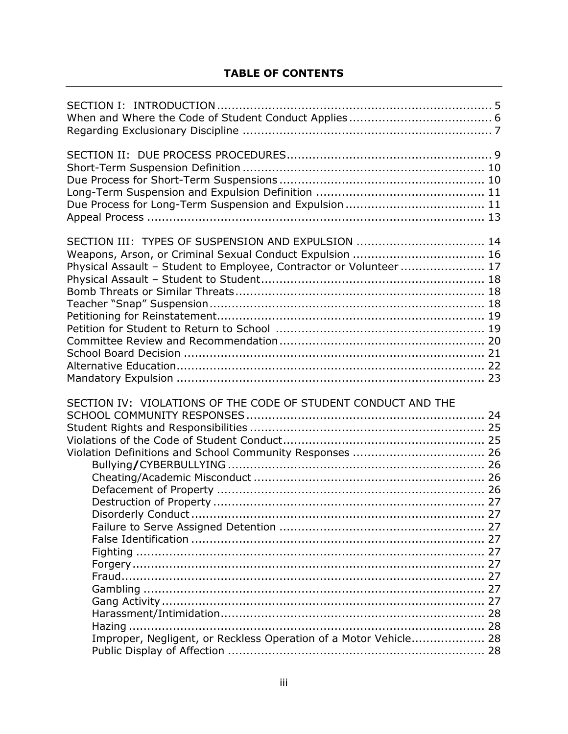## TABLE OF CONTENTS

SECTION I: INTRODUCTION .......... 5
When and Where the Code of Student Conduct Applies .......... 6
Regarding Exclusionary Discipline .......... 7

SECTION II: DUE PROCESS PROCEDURES .......... 9
Short-Term Suspension Definition .......... 10
Due Process for Short-Term Suspensions .......... 10
Long-Term Suspension and Expulsion Definition .......... 11
Due Process for Long-Term Suspension and Expulsion .......... 11
Appeal Process .......... 13

SECTION III: TYPES OF SUSPENSION AND EXPULSION .......... 14
Weapons, Arson, or Criminal Sexual Conduct Expulsion .......... 16
Physical Assault – Student to Employee, Contractor or Volunteer .......... 17
Physical Assault – Student to Student .......... 18
Bomb Threats or Similar Threats .......... 18
Teacher "Snap" Suspension .......... 18
Petitioning for Reinstatement .......... 19
Petition for Student to Return to School .......... 19
Committee Review and Recommendation .......... 20
School Board Decision .......... 21
Alternative Education .......... 22
Mandatory Expulsion .......... 23

SECTION IV: VIOLATIONS OF THE CODE OF STUDENT CONDUCT AND THE SCHOOL COMMUNITY RESPONSES .......... 24
Student Rights and Responsibilities .......... 25
Violations of the Code of Student Conduct .......... 25
Violation Definitions and School Community Responses .......... 26
- Bullying**/**CYBERBULLYING .......... 26
- Cheating/Academic Misconduct .......... 26
- Defacement of Property .......... 26
- Destruction of Property .......... 27
- Disorderly Conduct .......... 27
- Failure to Serve Assigned Detention .......... 27
- False Identification .......... 27
- Fighting .......... 27
- Forgery .......... 27
- Fraud .......... 27
- Gambling .......... 27
- Gang Activity .......... 27
- Harassment/Intimidation .......... 28
- Hazing .......... 28
- Improper, Negligent, or Reckless Operation of a Motor Vehicle .......... 28
- Public Display of Affection .......... 28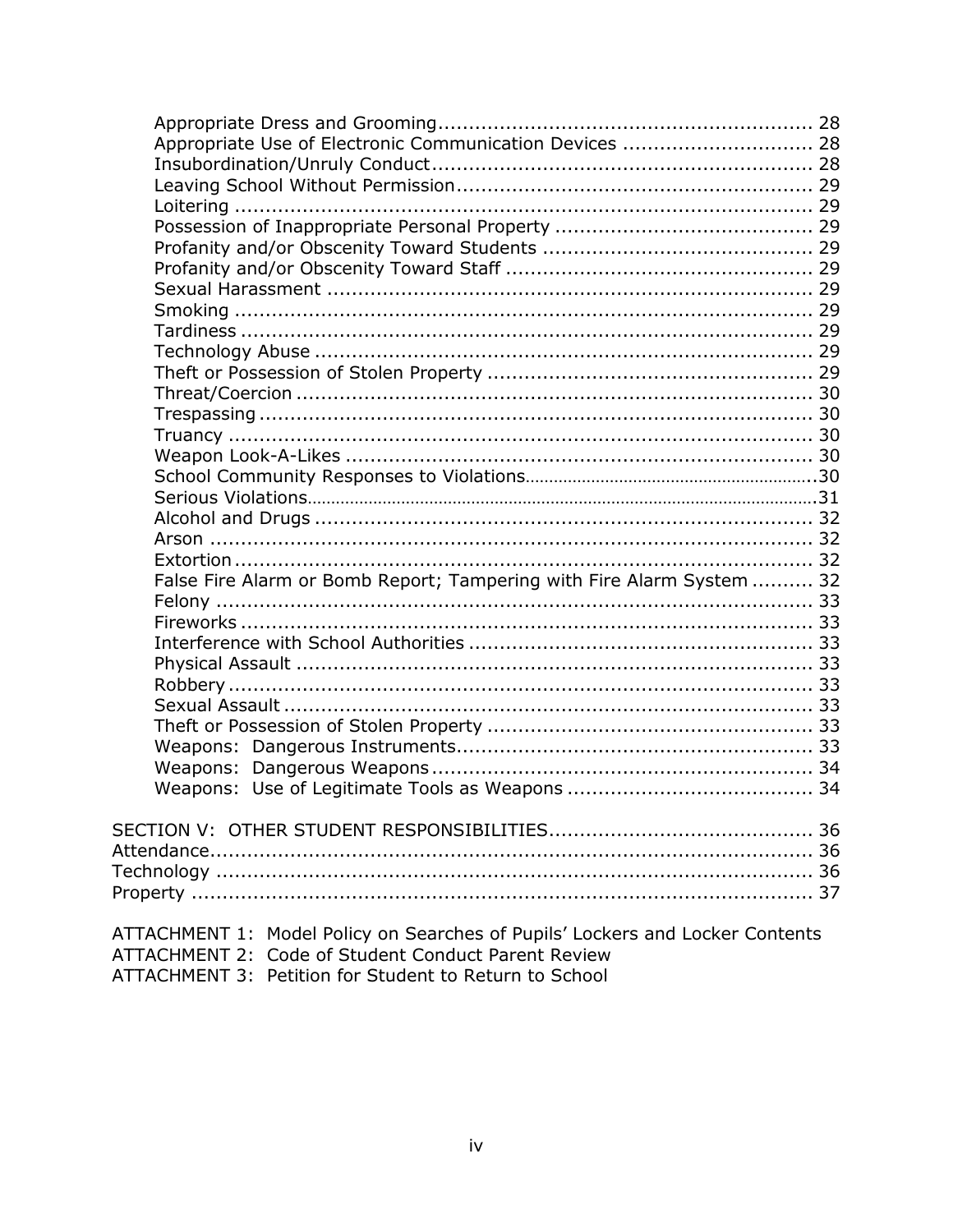Appropriate Dress and Grooming ............................................................ 28
Appropriate Use of Electronic Communication Devices .............................. 28
Insubordination/Unruly Conduct ............................................................ 28
Leaving School Without Permission ......................................................... 29
Loitering ............................................................................................ 29
Possession of Inappropriate Personal Property .......................................... 29
Profanity and/or Obscenity Toward Students ........................................... 29
Profanity and/or Obscenity Toward Staff ................................................. 29
Sexual Harassment .............................................................................. 29
Smoking ............................................................................................ 29
Tardiness ........................................................................................... 29
Technology Abuse ................................................................................ 29
Theft or Possession of Stolen Property .................................................... 29
Threat/Coercion .................................................................................. 30
Trespassing ........................................................................................ 30
Truancy ............................................................................................. 30
Weapon Look-A-Likes ........................................................................... 30
School Community Responses to Violations ............................................. 30
Serious Violations ................................................................................ 31
Alcohol and Drugs ............................................................................... 32
Arson ................................................................................................ 32
Extortion ............................................................................................ 32
False Fire Alarm or Bomb Report; Tampering with Fire Alarm System .......... 32
Felony ............................................................................................... 33
Fireworks ........................................................................................... 33
Interference with School Authorities ...................................................... 33
Physical Assault ................................................................................... 33
Robbery ............................................................................................. 33
Sexual Assault ..................................................................................... 33
Theft or Possession of Stolen Property .................................................... 33
Weapons: Dangerous Instruments ......................................................... 33
Weapons: Dangerous Weapons ............................................................. 34
Weapons: Use of Legitimate Tools as Weapons ....................................... 34

SECTION V: OTHER STUDENT RESPONSIBILITIES .......................................... 36
Attendance ............................................................................................ 36
Technology ........................................................................................... 36
Property ............................................................................................... 37

ATTACHMENT 1: Model Policy on Searches of Pupils' Lockers and Locker Contents
ATTACHMENT 2: Code of Student Conduct Parent Review
ATTACHMENT 3: Petition for Student to Return to School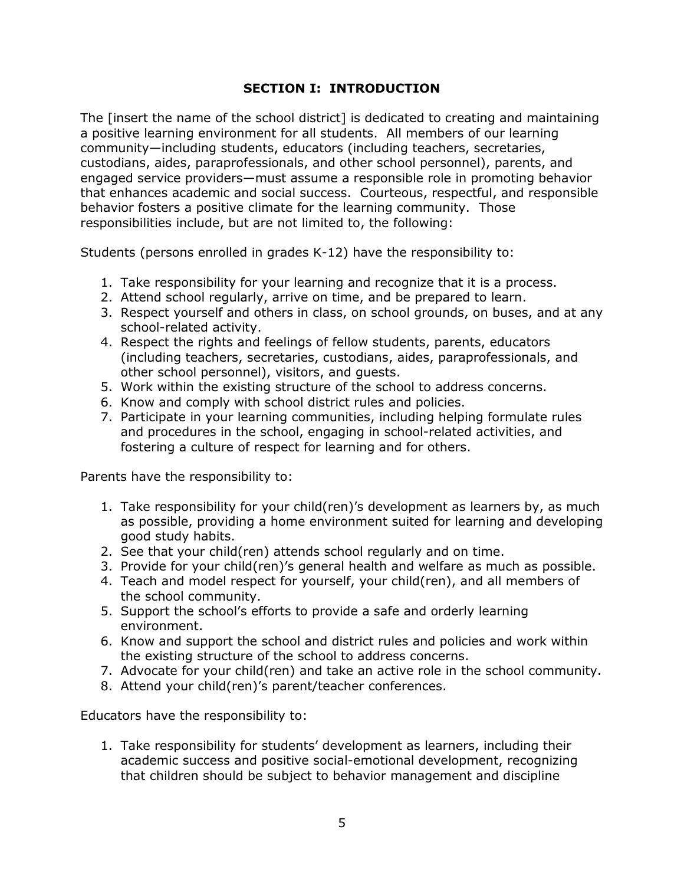## SECTION I: INTRODUCTION

The [insert the name of the school district] is dedicated to creating and maintaining a positive learning environment for all students. All members of our learning community—including students, educators (including teachers, secretaries, custodians, aides, paraprofessionals, and other school personnel), parents, and engaged service providers—must assume a responsible role in promoting behavior that enhances academic and social success. Courteous, respectful, and responsible behavior fosters a positive climate for the learning community. Those responsibilities include, but are not limited to, the following:

Students (persons enrolled in grades K-12) have the responsibility to:

1. Take responsibility for your learning and recognize that it is a process.
2. Attend school regularly, arrive on time, and be prepared to learn.
3. Respect yourself and others in class, on school grounds, on buses, and at any school-related activity.
4. Respect the rights and feelings of fellow students, parents, educators (including teachers, secretaries, custodians, aides, paraprofessionals, and other school personnel), visitors, and guests.
5. Work within the existing structure of the school to address concerns.
6. Know and comply with school district rules and policies.
7. Participate in your learning communities, including helping formulate rules and procedures in the school, engaging in school-related activities, and fostering a culture of respect for learning and for others.

Parents have the responsibility to:

1. Take responsibility for your child(ren)'s development as learners by, as much as possible, providing a home environment suited for learning and developing good study habits.
2. See that your child(ren) attends school regularly and on time.
3. Provide for your child(ren)'s general health and welfare as much as possible.
4. Teach and model respect for yourself, your child(ren), and all members of the school community.
5. Support the school's efforts to provide a safe and orderly learning environment.
6. Know and support the school and district rules and policies and work within the existing structure of the school to address concerns.
7. Advocate for your child(ren) and take an active role in the school community.
8. Attend your child(ren)'s parent/teacher conferences.

Educators have the responsibility to:

1. Take responsibility for students' development as learners, including their academic success and positive social-emotional development, recognizing that children should be subject to behavior management and discipline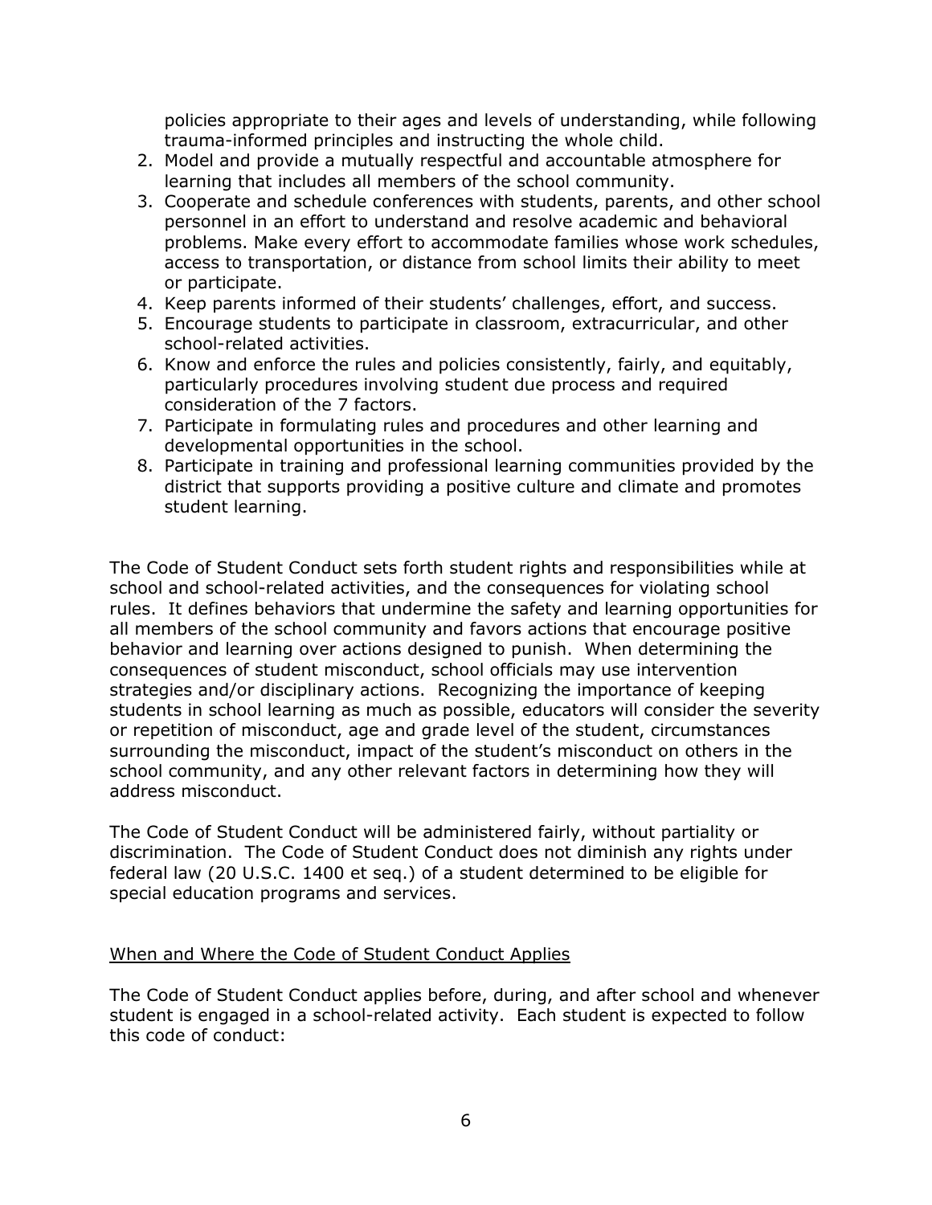policies appropriate to their ages and levels of understanding, while following trauma-informed principles and instructing the whole child.

2. Model and provide a mutually respectful and accountable atmosphere for learning that includes all members of the school community.
3. Cooperate and schedule conferences with students, parents, and other school personnel in an effort to understand and resolve academic and behavioral problems. Make every effort to accommodate families whose work schedules, access to transportation, or distance from school limits their ability to meet or participate.
4. Keep parents informed of their students' challenges, effort, and success.
5. Encourage students to participate in classroom, extracurricular, and other school-related activities.
6. Know and enforce the rules and policies consistently, fairly, and equitably, particularly procedures involving student due process and required consideration of the 7 factors.
7. Participate in formulating rules and procedures and other learning and developmental opportunities in the school.
8. Participate in training and professional learning communities provided by the district that supports providing a positive culture and climate and promotes student learning.

The Code of Student Conduct sets forth student rights and responsibilities while at school and school-related activities, and the consequences for violating school rules. It defines behaviors that undermine the safety and learning opportunities for all members of the school community and favors actions that encourage positive behavior and learning over actions designed to punish. When determining the consequences of student misconduct, school officials may use intervention strategies and/or disciplinary actions. Recognizing the importance of keeping students in school learning as much as possible, educators will consider the severity or repetition of misconduct, age and grade level of the student, circumstances surrounding the misconduct, impact of the student's misconduct on others in the school community, and any other relevant factors in determining how they will address misconduct.

The Code of Student Conduct will be administered fairly, without partiality or discrimination. The Code of Student Conduct does not diminish any rights under federal law (20 U.S.C. 1400 et seq.) of a student determined to be eligible for special education programs and services.

<u>When and Where the Code of Student Conduct Applies</u>

The Code of Student Conduct applies before, during, and after school and whenever student is engaged in a school-related activity. Each student is expected to follow this code of conduct: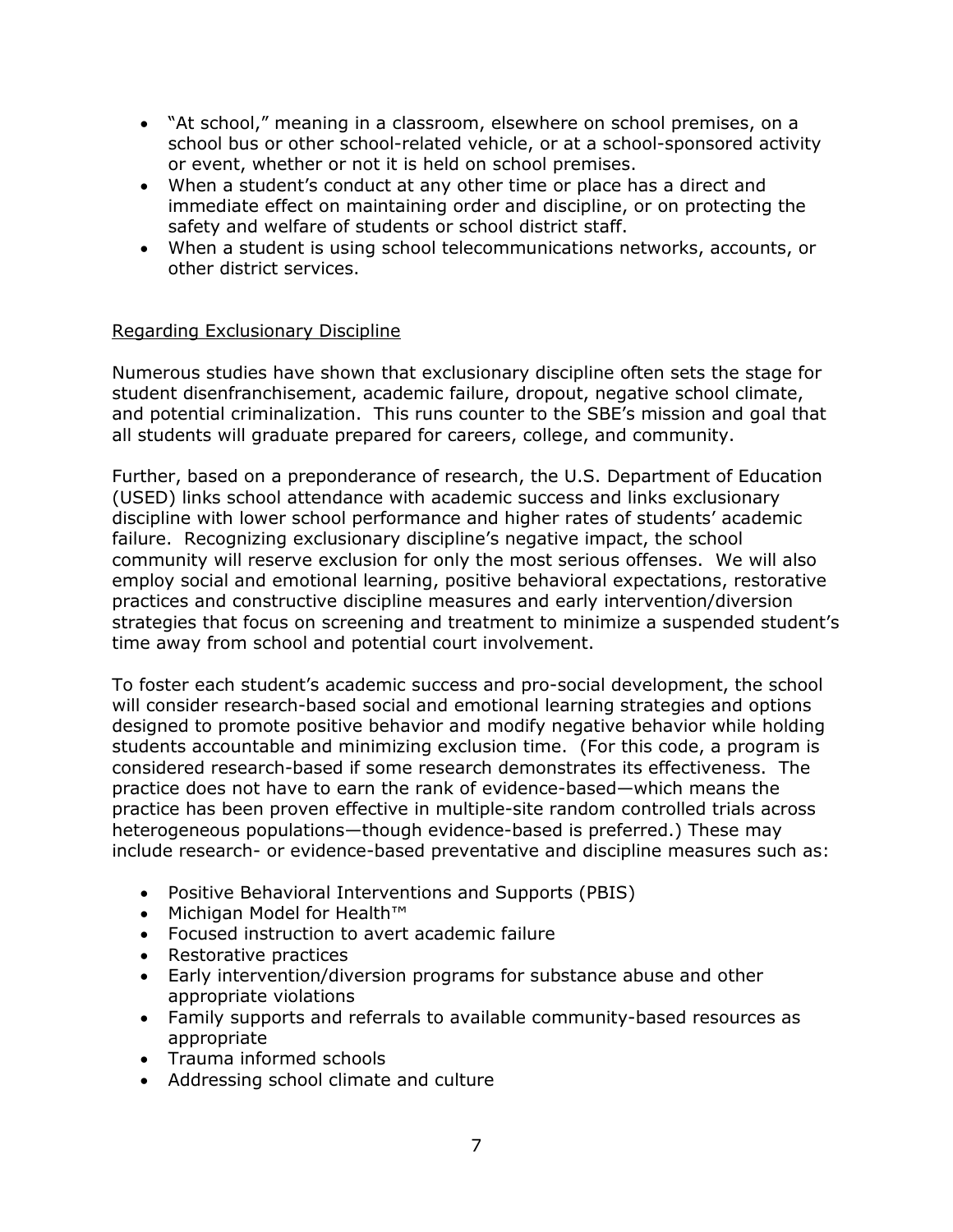- "At school," meaning in a classroom, elsewhere on school premises, on a school bus or other school-related vehicle, or at a school-sponsored activity or event, whether or not it is held on school premises.
- When a student's conduct at any other time or place has a direct and immediate effect on maintaining order and discipline, or on protecting the safety and welfare of students or school district staff.
- When a student is using school telecommunications networks, accounts, or other district services.

Regarding Exclusionary Discipline

Numerous studies have shown that exclusionary discipline often sets the stage for student disenfranchisement, academic failure, dropout, negative school climate, and potential criminalization. This runs counter to the SBE's mission and goal that all students will graduate prepared for careers, college, and community.

Further, based on a preponderance of research, the U.S. Department of Education (USED) links school attendance with academic success and links exclusionary discipline with lower school performance and higher rates of students' academic failure. Recognizing exclusionary discipline's negative impact, the school community will reserve exclusion for only the most serious offenses. We will also employ social and emotional learning, positive behavioral expectations, restorative practices and constructive discipline measures and early intervention/diversion strategies that focus on screening and treatment to minimize a suspended student's time away from school and potential court involvement.

To foster each student's academic success and pro-social development, the school will consider research-based social and emotional learning strategies and options designed to promote positive behavior and modify negative behavior while holding students accountable and minimizing exclusion time. (For this code, a program is considered research-based if some research demonstrates its effectiveness. The practice does not have to earn the rank of evidence-based—which means the practice has been proven effective in multiple-site random controlled trials across heterogeneous populations—though evidence-based is preferred.) These may include research- or evidence-based preventative and discipline measures such as:

- Positive Behavioral Interventions and Supports (PBIS)
- Michigan Model for Health™
- Focused instruction to avert academic failure
- Restorative practices
- Early intervention/diversion programs for substance abuse and other appropriate violations
- Family supports and referrals to available community-based resources as appropriate
- Trauma informed schools
- Addressing school climate and culture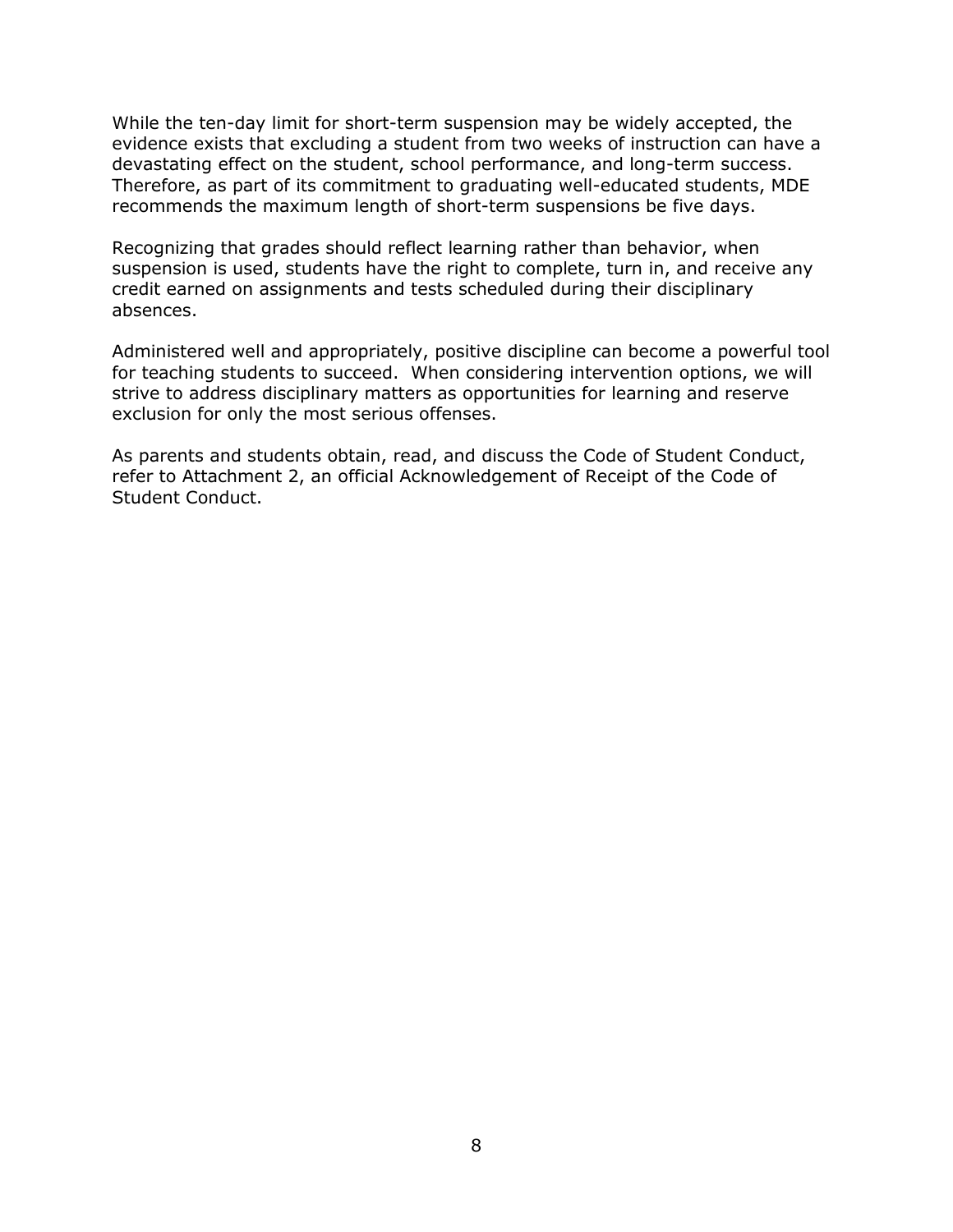While the ten-day limit for short-term suspension may be widely accepted, the evidence exists that excluding a student from two weeks of instruction can have a devastating effect on the student, school performance, and long-term success. Therefore, as part of its commitment to graduating well-educated students, MDE recommends the maximum length of short-term suspensions be five days.

Recognizing that grades should reflect learning rather than behavior, when suspension is used, students have the right to complete, turn in, and receive any credit earned on assignments and tests scheduled during their disciplinary absences.

Administered well and appropriately, positive discipline can become a powerful tool for teaching students to succeed. When considering intervention options, we will strive to address disciplinary matters as opportunities for learning and reserve exclusion for only the most serious offenses.

As parents and students obtain, read, and discuss the Code of Student Conduct, refer to Attachment 2, an official Acknowledgement of Receipt of the Code of Student Conduct.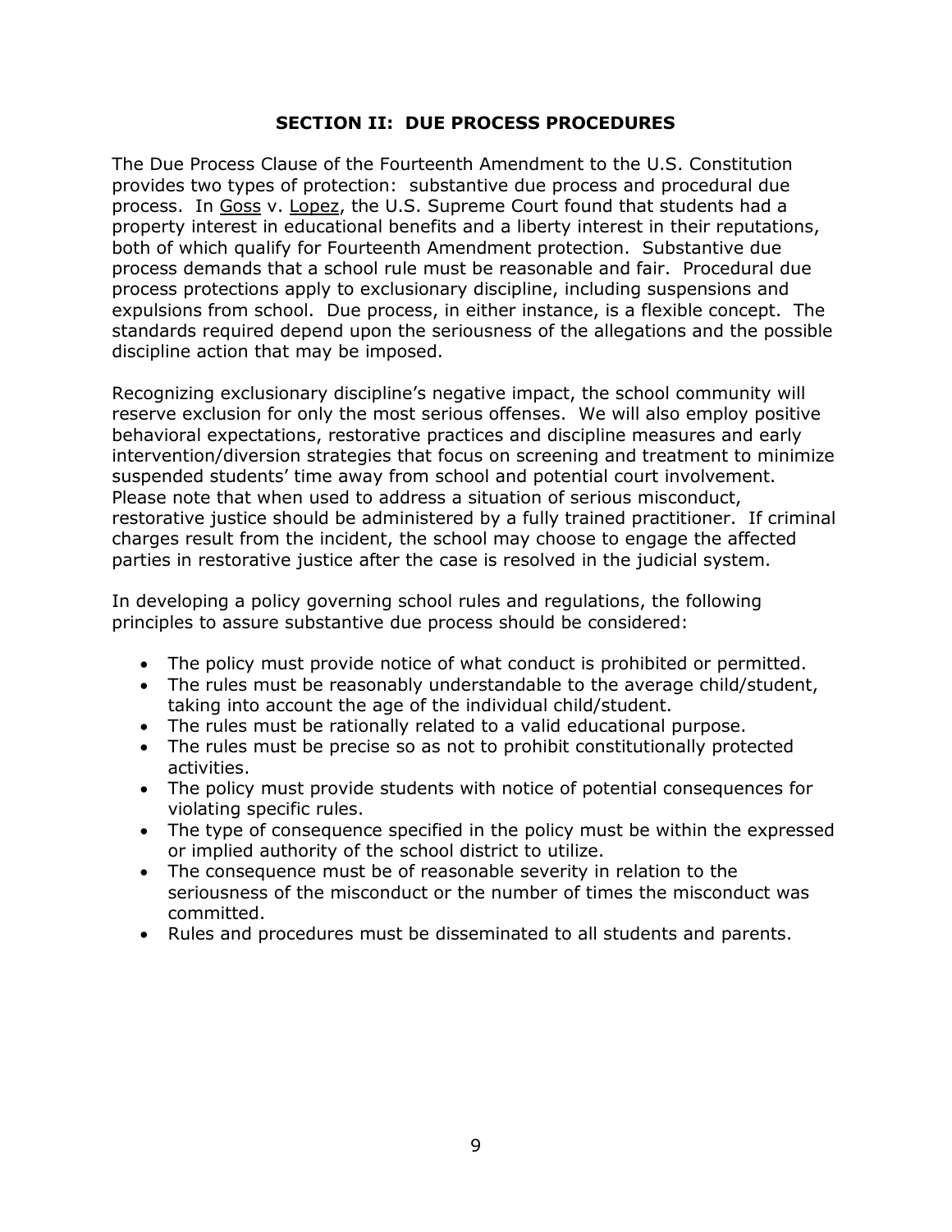## SECTION II: DUE PROCESS PROCEDURES

The Due Process Clause of the Fourteenth Amendment to the U.S. Constitution provides two types of protection: substantive due process and procedural due process. In Goss v. Lopez, the U.S. Supreme Court found that students had a property interest in educational benefits and a liberty interest in their reputations, both of which qualify for Fourteenth Amendment protection. Substantive due process demands that a school rule must be reasonable and fair. Procedural due process protections apply to exclusionary discipline, including suspensions and expulsions from school. Due process, in either instance, is a flexible concept. The standards required depend upon the seriousness of the allegations and the possible discipline action that may be imposed.

Recognizing exclusionary discipline's negative impact, the school community will reserve exclusion for only the most serious offenses. We will also employ positive behavioral expectations, restorative practices and discipline measures and early intervention/diversion strategies that focus on screening and treatment to minimize suspended students' time away from school and potential court involvement. Please note that when used to address a situation of serious misconduct, restorative justice should be administered by a fully trained practitioner. If criminal charges result from the incident, the school may choose to engage the affected parties in restorative justice after the case is resolved in the judicial system.

In developing a policy governing school rules and regulations, the following principles to assure substantive due process should be considered:

- The policy must provide notice of what conduct is prohibited or permitted.
- The rules must be reasonably understandable to the average child/student, taking into account the age of the individual child/student.
- The rules must be rationally related to a valid educational purpose.
- The rules must be precise so as not to prohibit constitutionally protected activities.
- The policy must provide students with notice of potential consequences for violating specific rules.
- The type of consequence specified in the policy must be within the expressed or implied authority of the school district to utilize.
- The consequence must be of reasonable severity in relation to the seriousness of the misconduct or the number of times the misconduct was committed.
- Rules and procedures must be disseminated to all students and parents.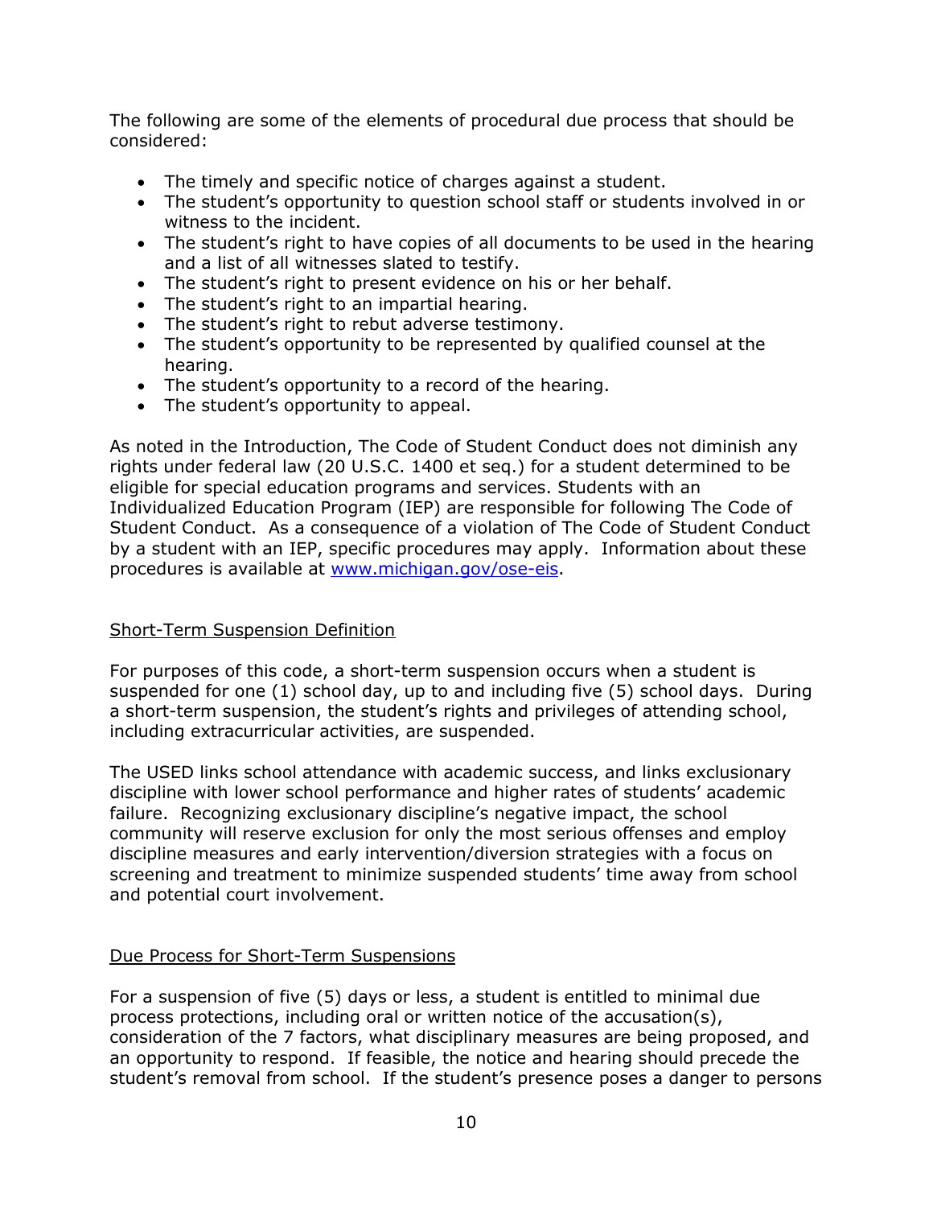The following are some of the elements of procedural due process that should be considered:

- The timely and specific notice of charges against a student.
- The student's opportunity to question school staff or students involved in or witness to the incident.
- The student's right to have copies of all documents to be used in the hearing and a list of all witnesses slated to testify.
- The student's right to present evidence on his or her behalf.
- The student's right to an impartial hearing.
- The student's right to rebut adverse testimony.
- The student's opportunity to be represented by qualified counsel at the hearing.
- The student's opportunity to a record of the hearing.
- The student's opportunity to appeal.

As noted in the Introduction, The Code of Student Conduct does not diminish any rights under federal law (20 U.S.C. 1400 et seq.) for a student determined to be eligible for special education programs and services. Students with an Individualized Education Program (IEP) are responsible for following The Code of Student Conduct. As a consequence of a violation of The Code of Student Conduct by a student with an IEP, specific procedures may apply. Information about these procedures is available at [www.michigan.gov/ose-eis](www.michigan.gov/ose-eis).

## Short-Term Suspension Definition

For purposes of this code, a short-term suspension occurs when a student is suspended for one (1) school day, up to and including five (5) school days. During a short-term suspension, the student's rights and privileges of attending school, including extracurricular activities, are suspended.

The USED links school attendance with academic success, and links exclusionary discipline with lower school performance and higher rates of students' academic failure. Recognizing exclusionary discipline's negative impact, the school community will reserve exclusion for only the most serious offenses and employ discipline measures and early intervention/diversion strategies with a focus on screening and treatment to minimize suspended students' time away from school and potential court involvement.

## Due Process for Short-Term Suspensions

For a suspension of five (5) days or less, a student is entitled to minimal due process protections, including oral or written notice of the accusation(s), consideration of the 7 factors, what disciplinary measures are being proposed, and an opportunity to respond. If feasible, the notice and hearing should precede the student's removal from school. If the student's presence poses a danger to persons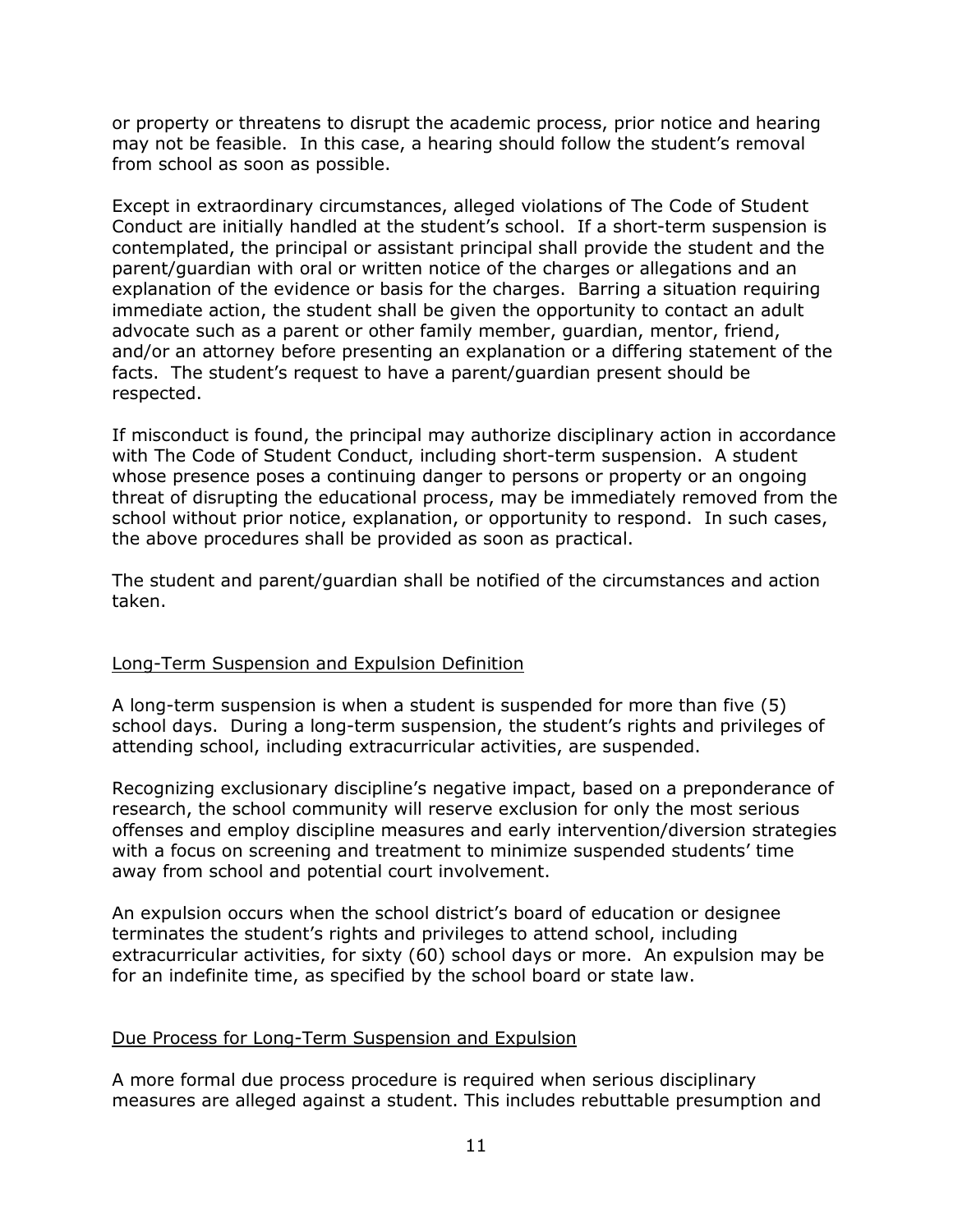or property or threatens to disrupt the academic process, prior notice and hearing may not be feasible. In this case, a hearing should follow the student's removal from school as soon as possible.

Except in extraordinary circumstances, alleged violations of The Code of Student Conduct are initially handled at the student's school. If a short-term suspension is contemplated, the principal or assistant principal shall provide the student and the parent/guardian with oral or written notice of the charges or allegations and an explanation of the evidence or basis for the charges. Barring a situation requiring immediate action, the student shall be given the opportunity to contact an adult advocate such as a parent or other family member, guardian, mentor, friend, and/or an attorney before presenting an explanation or a differing statement of the facts. The student's request to have a parent/guardian present should be respected.

If misconduct is found, the principal may authorize disciplinary action in accordance with The Code of Student Conduct, including short-term suspension. A student whose presence poses a continuing danger to persons or property or an ongoing threat of disrupting the educational process, may be immediately removed from the school without prior notice, explanation, or opportunity to respond. In such cases, the above procedures shall be provided as soon as practical.

The student and parent/guardian shall be notified of the circumstances and action taken.

### Long-Term Suspension and Expulsion Definition

A long-term suspension is when a student is suspended for more than five (5) school days. During a long-term suspension, the student's rights and privileges of attending school, including extracurricular activities, are suspended.

Recognizing exclusionary discipline's negative impact, based on a preponderance of research, the school community will reserve exclusion for only the most serious offenses and employ discipline measures and early intervention/diversion strategies with a focus on screening and treatment to minimize suspended students' time away from school and potential court involvement.

An expulsion occurs when the school district's board of education or designee terminates the student's rights and privileges to attend school, including extracurricular activities, for sixty (60) school days or more. An expulsion may be for an indefinite time, as specified by the school board or state law.

### Due Process for Long-Term Suspension and Expulsion

A more formal due process procedure is required when serious disciplinary measures are alleged against a student. This includes rebuttable presumption and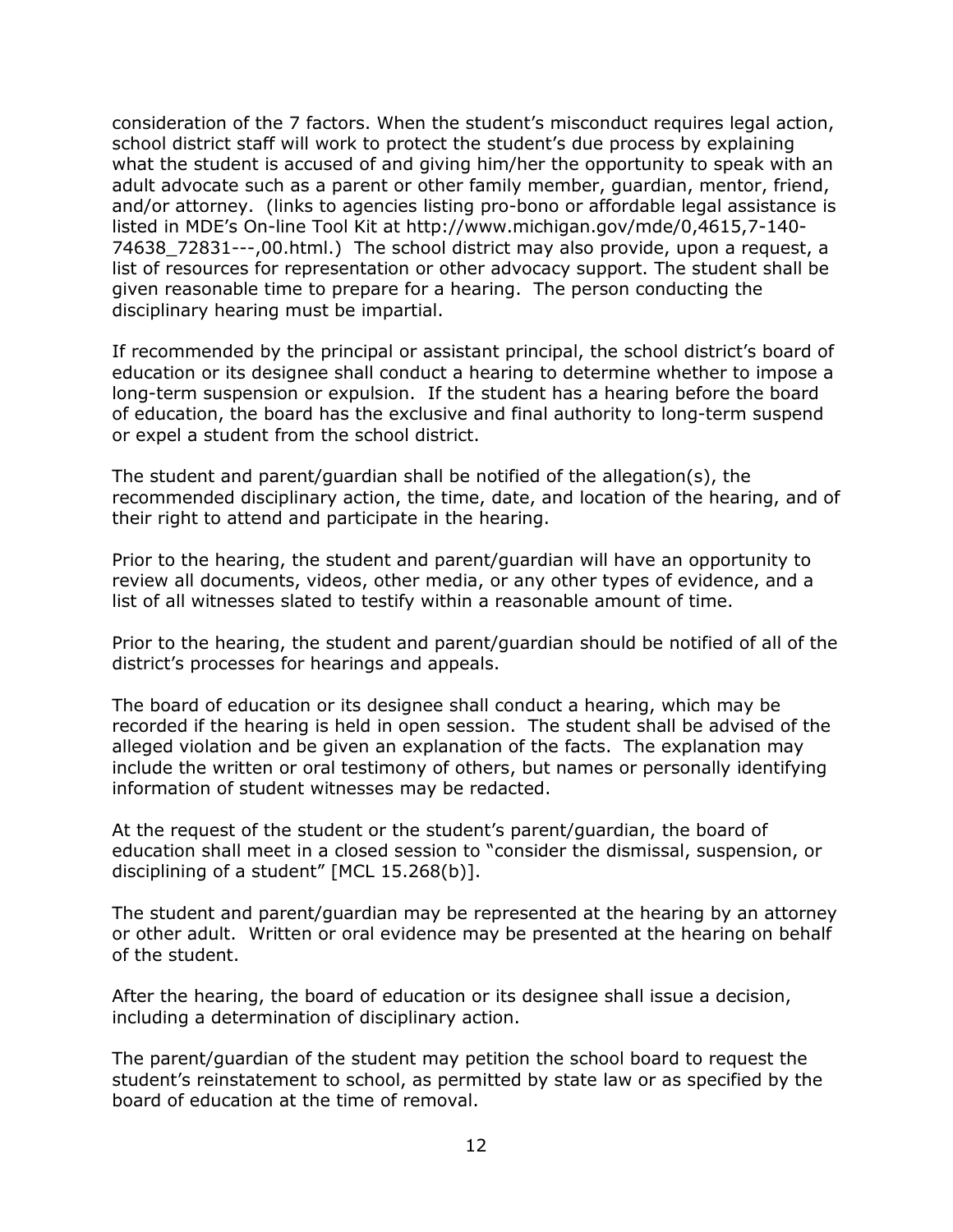consideration of the 7 factors. When the student's misconduct requires legal action, school district staff will work to protect the student's due process by explaining what the student is accused of and giving him/her the opportunity to speak with an adult advocate such as a parent or other family member, guardian, mentor, friend, and/or attorney. (links to agencies listing pro-bono or affordable legal assistance is listed in MDE's On-line Tool Kit at http://www.michigan.gov/mde/0,4615,7-140-74638_72831---,00.html.) The school district may also provide, upon a request, a list of resources for representation or other advocacy support. The student shall be given reasonable time to prepare for a hearing. The person conducting the disciplinary hearing must be impartial.

If recommended by the principal or assistant principal, the school district's board of education or its designee shall conduct a hearing to determine whether to impose a long-term suspension or expulsion. If the student has a hearing before the board of education, the board has the exclusive and final authority to long-term suspend or expel a student from the school district.

The student and parent/guardian shall be notified of the allegation(s), the recommended disciplinary action, the time, date, and location of the hearing, and of their right to attend and participate in the hearing.

Prior to the hearing, the student and parent/guardian will have an opportunity to review all documents, videos, other media, or any other types of evidence, and a list of all witnesses slated to testify within a reasonable amount of time.

Prior to the hearing, the student and parent/guardian should be notified of all of the district's processes for hearings and appeals.

The board of education or its designee shall conduct a hearing, which may be recorded if the hearing is held in open session. The student shall be advised of the alleged violation and be given an explanation of the facts. The explanation may include the written or oral testimony of others, but names or personally identifying information of student witnesses may be redacted.

At the request of the student or the student's parent/guardian, the board of education shall meet in a closed session to "consider the dismissal, suspension, or disciplining of a student" [MCL 15.268(b)].

The student and parent/guardian may be represented at the hearing by an attorney or other adult. Written or oral evidence may be presented at the hearing on behalf of the student.

After the hearing, the board of education or its designee shall issue a decision, including a determination of disciplinary action.

The parent/guardian of the student may petition the school board to request the student's reinstatement to school, as permitted by state law or as specified by the board of education at the time of removal.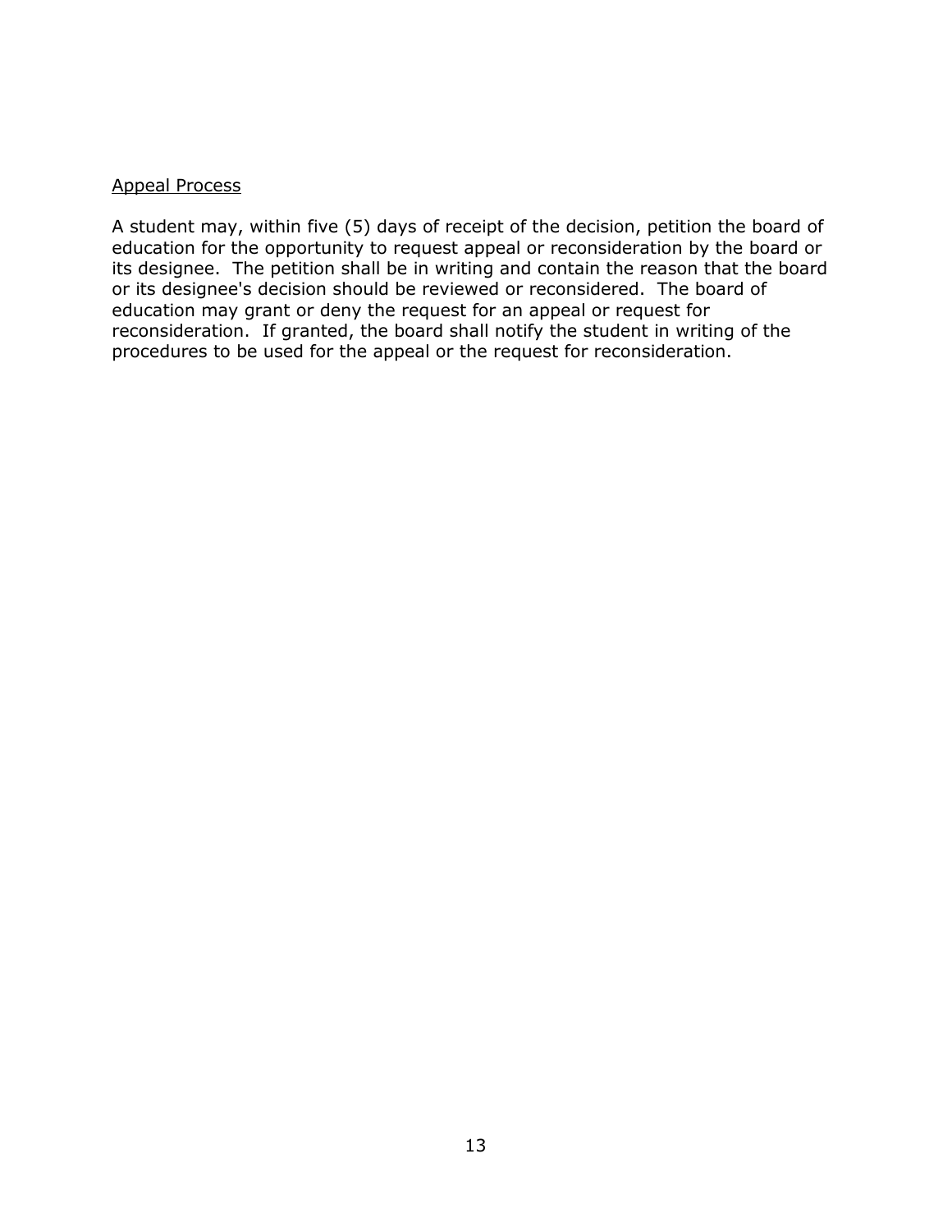<u>Appeal Process</u>

A student may, within five (5) days of receipt of the decision, petition the board of education for the opportunity to request appeal or reconsideration by the board or its designee. The petition shall be in writing and contain the reason that the board or its designee's decision should be reviewed or reconsidered. The board of education may grant or deny the request for an appeal or request for reconsideration. If granted, the board shall notify the student in writing of the procedures to be used for the appeal or the request for reconsideration.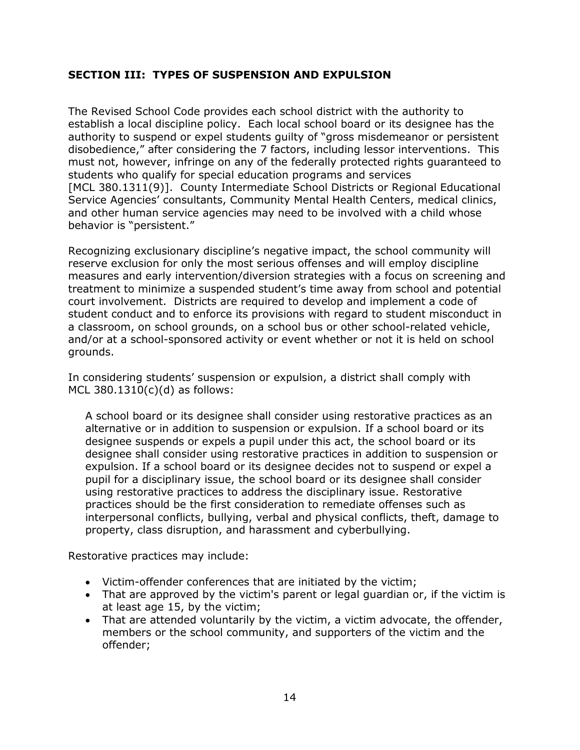### SECTION III: TYPES OF SUSPENSION AND EXPULSION

The Revised School Code provides each school district with the authority to establish a local discipline policy. Each local school board or its designee has the authority to suspend or expel students guilty of "gross misdemeanor or persistent disobedience," after considering the 7 factors, including lessor interventions. This must not, however, infringe on any of the federally protected rights guaranteed to students who qualify for special education programs and services [MCL 380.1311(9)]. County Intermediate School Districts or Regional Educational Service Agencies' consultants, Community Mental Health Centers, medical clinics, and other human service agencies may need to be involved with a child whose behavior is "persistent."

Recognizing exclusionary discipline's negative impact, the school community will reserve exclusion for only the most serious offenses and will employ discipline measures and early intervention/diversion strategies with a focus on screening and treatment to minimize a suspended student's time away from school and potential court involvement. Districts are required to develop and implement a code of student conduct and to enforce its provisions with regard to student misconduct in a classroom, on school grounds, on a school bus or other school-related vehicle, and/or at a school-sponsored activity or event whether or not it is held on school grounds.

In considering students' suspension or expulsion, a district shall comply with MCL 380.1310(c)(d) as follows:

> A school board or its designee shall consider using restorative practices as an alternative or in addition to suspension or expulsion. If a school board or its designee suspends or expels a pupil under this act, the school board or its designee shall consider using restorative practices in addition to suspension or expulsion. If a school board or its designee decides not to suspend or expel a pupil for a disciplinary issue, the school board or its designee shall consider using restorative practices to address the disciplinary issue. Restorative practices should be the first consideration to remediate offenses such as interpersonal conflicts, bullying, verbal and physical conflicts, theft, damage to property, class disruption, and harassment and cyberbullying.

Restorative practices may include:

- Victim-offender conferences that are initiated by the victim;
- That are approved by the victim's parent or legal guardian or, if the victim is at least age 15, by the victim;
- That are attended voluntarily by the victim, a victim advocate, the offender, members or the school community, and supporters of the victim and the offender;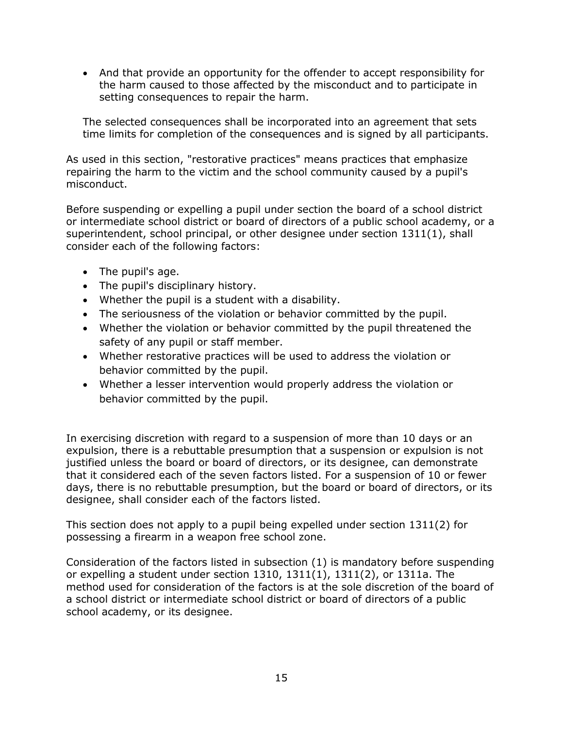- And that provide an opportunity for the offender to accept responsibility for the harm caused to those affected by the misconduct and to participate in setting consequences to repair the harm.

The selected consequences shall be incorporated into an agreement that sets time limits for completion of the consequences and is signed by all participants.

As used in this section, "restorative practices" means practices that emphasize repairing the harm to the victim and the school community caused by a pupil's misconduct.

Before suspending or expelling a pupil under section the board of a school district or intermediate school district or board of directors of a public school academy, or a superintendent, school principal, or other designee under section 1311(1), shall consider each of the following factors:

- The pupil's age.
- The pupil's disciplinary history.
- Whether the pupil is a student with a disability.
- The seriousness of the violation or behavior committed by the pupil.
- Whether the violation or behavior committed by the pupil threatened the safety of any pupil or staff member.
- Whether restorative practices will be used to address the violation or behavior committed by the pupil.
- Whether a lesser intervention would properly address the violation or behavior committed by the pupil.

In exercising discretion with regard to a suspension of more than 10 days or an expulsion, there is a rebuttable presumption that a suspension or expulsion is not justified unless the board or board of directors, or its designee, can demonstrate that it considered each of the seven factors listed. For a suspension of 10 or fewer days, there is no rebuttable presumption, but the board or board of directors, or its designee, shall consider each of the factors listed.

This section does not apply to a pupil being expelled under section 1311(2) for possessing a firearm in a weapon free school zone.

Consideration of the factors listed in subsection (1) is mandatory before suspending or expelling a student under section 1310, 1311(1), 1311(2), or 1311a. The method used for consideration of the factors is at the sole discretion of the board of a school district or intermediate school district or board of directors of a public school academy, or its designee.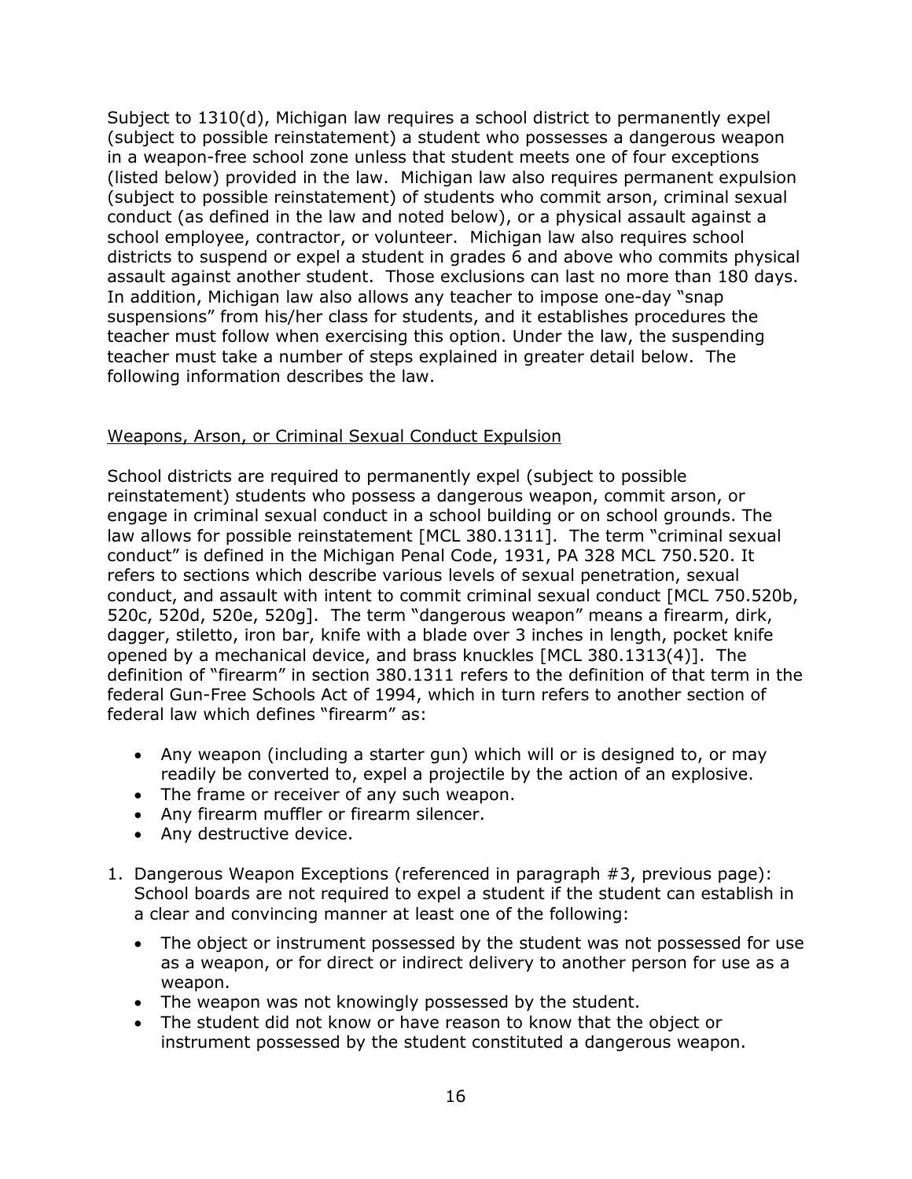Subject to 1310(d), Michigan law requires a school district to permanently expel (subject to possible reinstatement) a student who possesses a dangerous weapon in a weapon-free school zone unless that student meets one of four exceptions (listed below) provided in the law. Michigan law also requires permanent expulsion (subject to possible reinstatement) of students who commit arson, criminal sexual conduct (as defined in the law and noted below), or a physical assault against a school employee, contractor, or volunteer. Michigan law also requires school districts to suspend or expel a student in grades 6 and above who commits physical assault against another student. Those exclusions can last no more than 180 days. In addition, Michigan law also allows any teacher to impose one-day "snap suspensions" from his/her class for students, and it establishes procedures the teacher must follow when exercising this option. Under the law, the suspending teacher must take a number of steps explained in greater detail below. The following information describes the law.

<u>Weapons, Arson, or Criminal Sexual Conduct Expulsion</u>

School districts are required to permanently expel (subject to possible reinstatement) students who possess a dangerous weapon, commit arson, or engage in criminal sexual conduct in a school building or on school grounds. The law allows for possible reinstatement [MCL 380.1311]. The term "criminal sexual conduct" is defined in the Michigan Penal Code, 1931, PA 328 MCL 750.520. It refers to sections which describe various levels of sexual penetration, sexual conduct, and assault with intent to commit criminal sexual conduct [MCL 750.520b, 520c, 520d, 520e, 520g]. The term "dangerous weapon" means a firearm, dirk, dagger, stiletto, iron bar, knife with a blade over 3 inches in length, pocket knife opened by a mechanical device, and brass knuckles [MCL 380.1313(4)]. The definition of "firearm" in section 380.1311 refers to the definition of that term in the federal Gun-Free Schools Act of 1994, which in turn refers to another section of federal law which defines "firearm" as:

- Any weapon (including a starter gun) which will or is designed to, or may readily be converted to, expel a projectile by the action of an explosive.
- The frame or receiver of any such weapon.
- Any firearm muffler or firearm silencer.
- Any destructive device.

1. Dangerous Weapon Exceptions (referenced in paragraph #3, previous page): School boards are not required to expel a student if the student can establish in a clear and convincing manner at least one of the following:
   - The object or instrument possessed by the student was not possessed for use as a weapon, or for direct or indirect delivery to another person for use as a weapon.
   - The weapon was not knowingly possessed by the student.
   - The student did not know or have reason to know that the object or instrument possessed by the student constituted a dangerous weapon.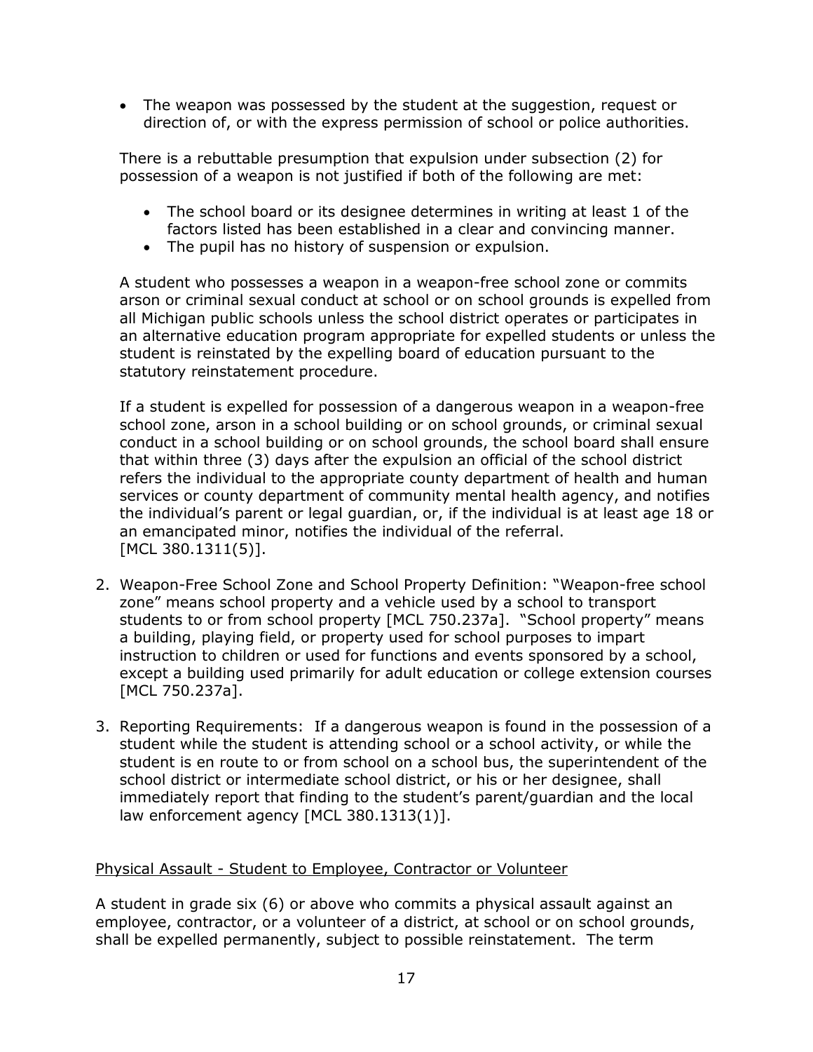- The weapon was possessed by the student at the suggestion, request or direction of, or with the express permission of school or police authorities.

There is a rebuttable presumption that expulsion under subsection (2) for possession of a weapon is not justified if both of the following are met:

- The school board or its designee determines in writing at least 1 of the factors listed has been established in a clear and convincing manner.
- The pupil has no history of suspension or expulsion.

A student who possesses a weapon in a weapon-free school zone or commits arson or criminal sexual conduct at school or on school grounds is expelled from all Michigan public schools unless the school district operates or participates in an alternative education program appropriate for expelled students or unless the student is reinstated by the expelling board of education pursuant to the statutory reinstatement procedure.

If a student is expelled for possession of a dangerous weapon in a weapon-free school zone, arson in a school building or on school grounds, or criminal sexual conduct in a school building or on school grounds, the school board shall ensure that within three (3) days after the expulsion an official of the school district refers the individual to the appropriate county department of health and human services or county department of community mental health agency, and notifies the individual's parent or legal guardian, or, if the individual is at least age 18 or an emancipated minor, notifies the individual of the referral. [MCL 380.1311(5)].

2. Weapon-Free School Zone and School Property Definition: "Weapon-free school zone" means school property and a vehicle used by a school to transport students to or from school property [MCL 750.237a]. "School property" means a building, playing field, or property used for school purposes to impart instruction to children or used for functions and events sponsored by a school, except a building used primarily for adult education or college extension courses [MCL 750.237a].

3. Reporting Requirements: If a dangerous weapon is found in the possession of a student while the student is attending school or a school activity, or while the student is en route to or from school on a school bus, the superintendent of the school district or intermediate school district, or his or her designee, shall immediately report that finding to the student's parent/guardian and the local law enforcement agency [MCL 380.1313(1)].

Physical Assault - Student to Employee, Contractor or Volunteer

A student in grade six (6) or above who commits a physical assault against an employee, contractor, or a volunteer of a district, at school or on school grounds, shall be expelled permanently, subject to possible reinstatement. The term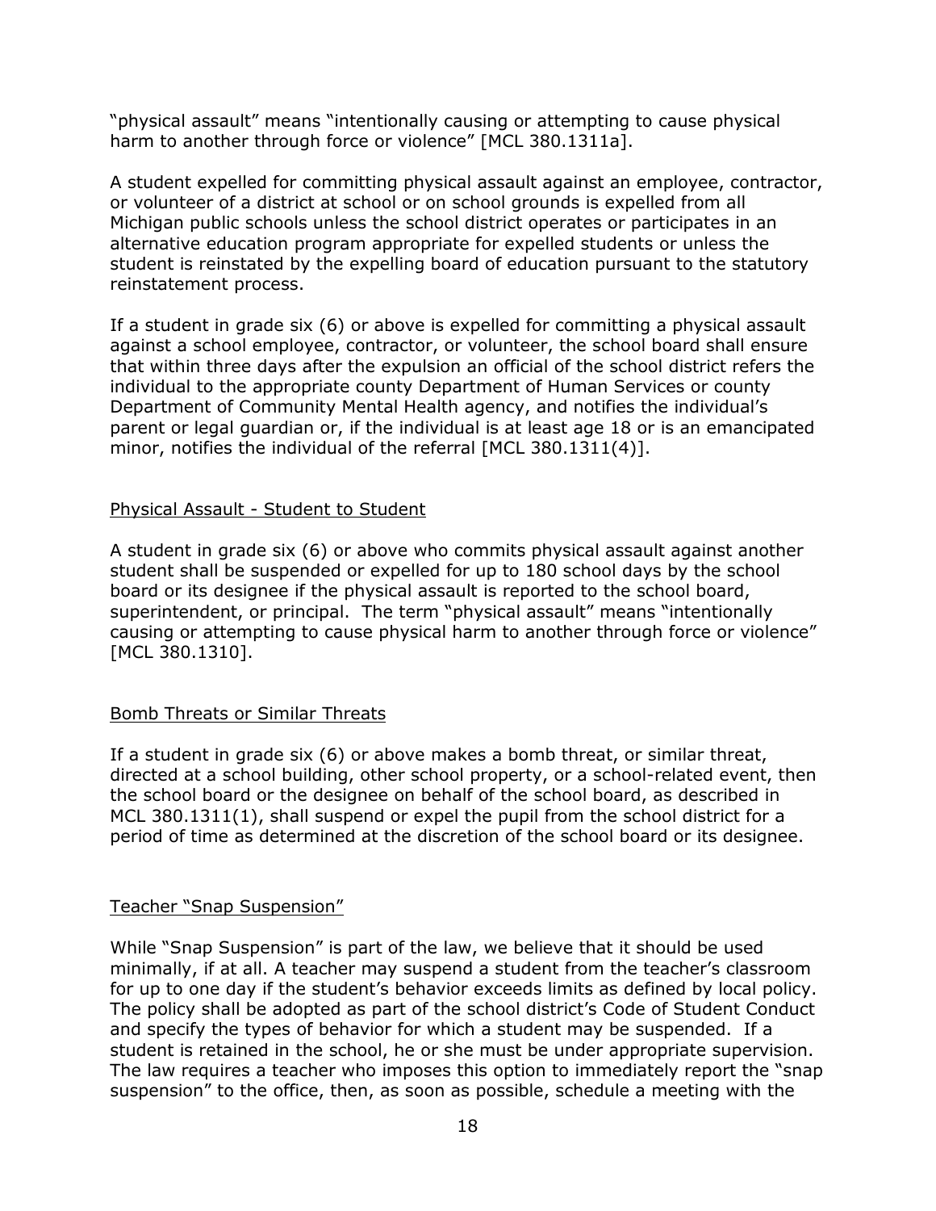"physical assault" means "intentionally causing or attempting to cause physical harm to another through force or violence" [MCL 380.1311a].

A student expelled for committing physical assault against an employee, contractor, or volunteer of a district at school or on school grounds is expelled from all Michigan public schools unless the school district operates or participates in an alternative education program appropriate for expelled students or unless the student is reinstated by the expelling board of education pursuant to the statutory reinstatement process.

If a student in grade six (6) or above is expelled for committing a physical assault against a school employee, contractor, or volunteer, the school board shall ensure that within three days after the expulsion an official of the school district refers the individual to the appropriate county Department of Human Services or county Department of Community Mental Health agency, and notifies the individual's parent or legal guardian or, if the individual is at least age 18 or is an emancipated minor, notifies the individual of the referral [MCL 380.1311(4)].

## Physical Assault - Student to Student

A student in grade six (6) or above who commits physical assault against another student shall be suspended or expelled for up to 180 school days by the school board or its designee if the physical assault is reported to the school board, superintendent, or principal. The term "physical assault" means "intentionally causing or attempting to cause physical harm to another through force or violence" [MCL 380.1310].

## Bomb Threats or Similar Threats

If a student in grade six (6) or above makes a bomb threat, or similar threat, directed at a school building, other school property, or a school-related event, then the school board or the designee on behalf of the school board, as described in MCL 380.1311(1), shall suspend or expel the pupil from the school district for a period of time as determined at the discretion of the school board or its designee.

## Teacher "Snap Suspension"

While "Snap Suspension" is part of the law, we believe that it should be used minimally, if at all. A teacher may suspend a student from the teacher's classroom for up to one day if the student's behavior exceeds limits as defined by local policy. The policy shall be adopted as part of the school district's Code of Student Conduct and specify the types of behavior for which a student may be suspended. If a student is retained in the school, he or she must be under appropriate supervision. The law requires a teacher who imposes this option to immediately report the "snap suspension" to the office, then, as soon as possible, schedule a meeting with the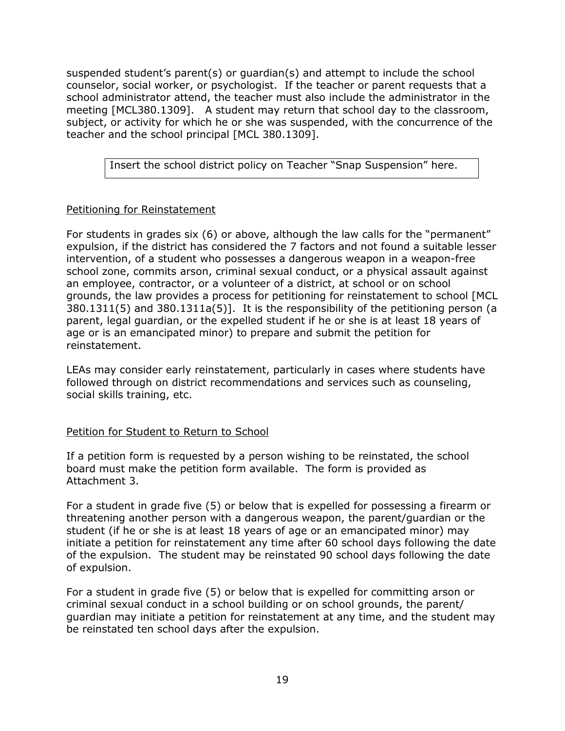suspended student's parent(s) or guardian(s) and attempt to include the school counselor, social worker, or psychologist. If the teacher or parent requests that a school administrator attend, the teacher must also include the administrator in the meeting [MCL380.1309]. A student may return that school day to the classroom, subject, or activity for which he or she was suspended, with the concurrence of the teacher and the school principal [MCL 380.1309].

| Insert the school district policy on Teacher "Snap Suspension" here. |
| --- |

Petitioning for Reinstatement

For students in grades six (6) or above, although the law calls for the "permanent" expulsion, if the district has considered the 7 factors and not found a suitable lesser intervention, of a student who possesses a dangerous weapon in a weapon-free school zone, commits arson, criminal sexual conduct, or a physical assault against an employee, contractor, or a volunteer of a district, at school or on school grounds, the law provides a process for petitioning for reinstatement to school [MCL 380.1311(5) and 380.1311a(5)]. It is the responsibility of the petitioning person (a parent, legal guardian, or the expelled student if he or she is at least 18 years of age or is an emancipated minor) to prepare and submit the petition for reinstatement.

LEAs may consider early reinstatement, particularly in cases where students have followed through on district recommendations and services such as counseling, social skills training, etc.

Petition for Student to Return to School

If a petition form is requested by a person wishing to be reinstated, the school board must make the petition form available. The form is provided as Attachment 3.

For a student in grade five (5) or below that is expelled for possessing a firearm or threatening another person with a dangerous weapon, the parent/guardian or the student (if he or she is at least 18 years of age or an emancipated minor) may initiate a petition for reinstatement any time after 60 school days following the date of the expulsion. The student may be reinstated 90 school days following the date of expulsion.

For a student in grade five (5) or below that is expelled for committing arson or criminal sexual conduct in a school building or on school grounds, the parent/ guardian may initiate a petition for reinstatement at any time, and the student may be reinstated ten school days after the expulsion.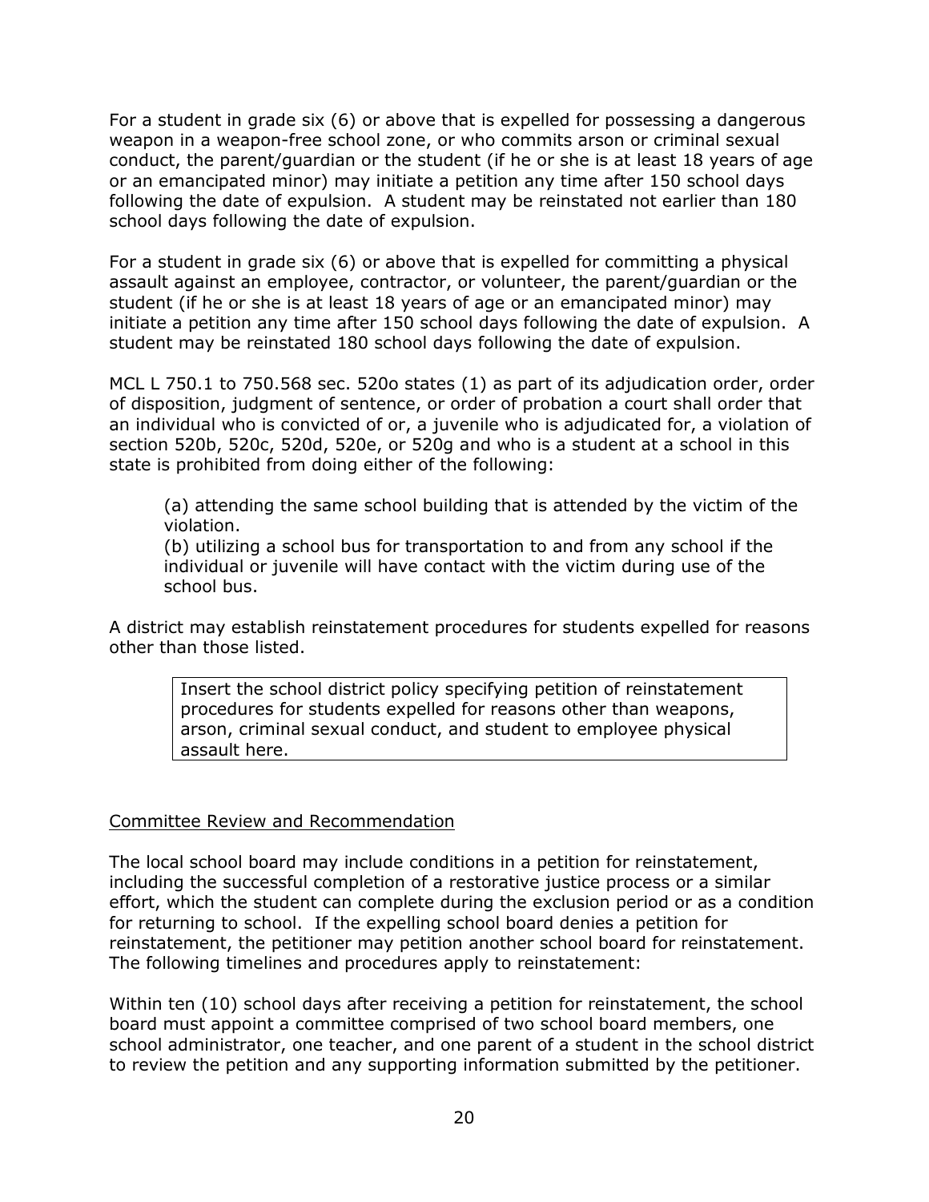For a student in grade six (6) or above that is expelled for possessing a dangerous weapon in a weapon-free school zone, or who commits arson or criminal sexual conduct, the parent/guardian or the student (if he or she is at least 18 years of age or an emancipated minor) may initiate a petition any time after 150 school days following the date of expulsion. A student may be reinstated not earlier than 180 school days following the date of expulsion.

For a student in grade six (6) or above that is expelled for committing a physical assault against an employee, contractor, or volunteer, the parent/guardian or the student (if he or she is at least 18 years of age or an emancipated minor) may initiate a petition any time after 150 school days following the date of expulsion. A student may be reinstated 180 school days following the date of expulsion.

MCL L 750.1 to 750.568 sec. 520o states (1) as part of its adjudication order, order of disposition, judgment of sentence, or order of probation a court shall order that an individual who is convicted of or, a juvenile who is adjudicated for, a violation of section 520b, 520c, 520d, 520e, or 520g and who is a student at a school in this state is prohibited from doing either of the following:

> (a) attending the same school building that is attended by the victim of the violation.
> (b) utilizing a school bus for transportation to and from any school if the individual or juvenile will have contact with the victim during use of the school bus.

A district may establish reinstatement procedures for students expelled for reasons other than those listed.

| Insert the school district policy specifying petition of reinstatement procedures for students expelled for reasons other than weapons, arson, criminal sexual conduct, and student to employee physical assault here. |
|---|

<u>Committee Review and Recommendation</u>

The local school board may include conditions in a petition for reinstatement, including the successful completion of a restorative justice process or a similar effort, which the student can complete during the exclusion period or as a condition for returning to school. If the expelling school board denies a petition for reinstatement, the petitioner may petition another school board for reinstatement. The following timelines and procedures apply to reinstatement:

Within ten (10) school days after receiving a petition for reinstatement, the school board must appoint a committee comprised of two school board members, one school administrator, one teacher, and one parent of a student in the school district to review the petition and any supporting information submitted by the petitioner.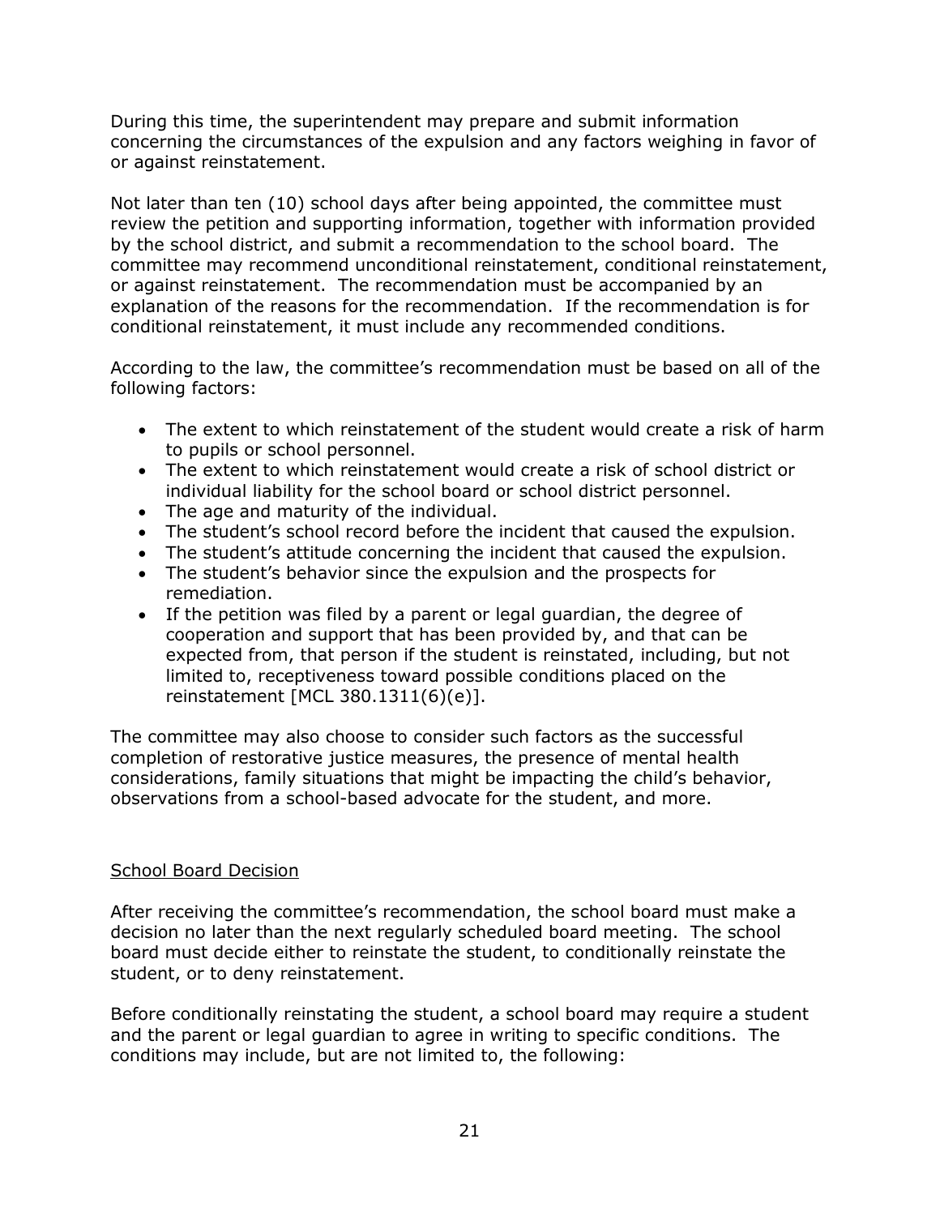During this time, the superintendent may prepare and submit information concerning the circumstances of the expulsion and any factors weighing in favor of or against reinstatement.

Not later than ten (10) school days after being appointed, the committee must review the petition and supporting information, together with information provided by the school district, and submit a recommendation to the school board. The committee may recommend unconditional reinstatement, conditional reinstatement, or against reinstatement. The recommendation must be accompanied by an explanation of the reasons for the recommendation. If the recommendation is for conditional reinstatement, it must include any recommended conditions.

According to the law, the committee's recommendation must be based on all of the following factors:

- The extent to which reinstatement of the student would create a risk of harm to pupils or school personnel.
- The extent to which reinstatement would create a risk of school district or individual liability for the school board or school district personnel.
- The age and maturity of the individual.
- The student's school record before the incident that caused the expulsion.
- The student's attitude concerning the incident that caused the expulsion.
- The student's behavior since the expulsion and the prospects for remediation.
- If the petition was filed by a parent or legal guardian, the degree of cooperation and support that has been provided by, and that can be expected from, that person if the student is reinstated, including, but not limited to, receptiveness toward possible conditions placed on the reinstatement [MCL 380.1311(6)(e)].

The committee may also choose to consider such factors as the successful completion of restorative justice measures, the presence of mental health considerations, family situations that might be impacting the child's behavior, observations from a school-based advocate for the student, and more.

## School Board Decision

After receiving the committee's recommendation, the school board must make a decision no later than the next regularly scheduled board meeting. The school board must decide either to reinstate the student, to conditionally reinstate the student, or to deny reinstatement.

Before conditionally reinstating the student, a school board may require a student and the parent or legal guardian to agree in writing to specific conditions. The conditions may include, but are not limited to, the following: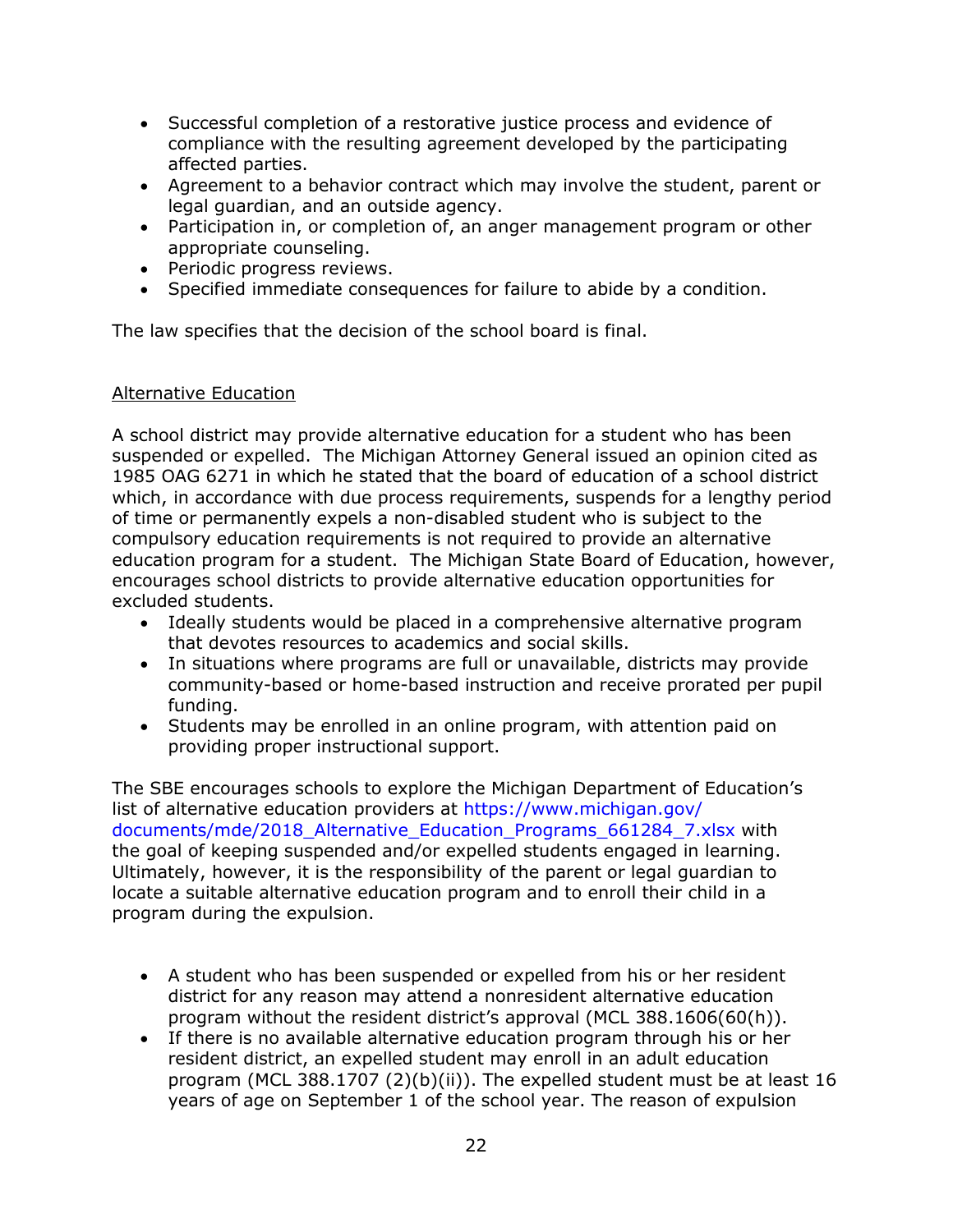- Successful completion of a restorative justice process and evidence of compliance with the resulting agreement developed by the participating affected parties.
- Agreement to a behavior contract which may involve the student, parent or legal guardian, and an outside agency.
- Participation in, or completion of, an anger management program or other appropriate counseling.
- Periodic progress reviews.
- Specified immediate consequences for failure to abide by a condition.

The law specifies that the decision of the school board is final.

<u>Alternative Education</u>

A school district may provide alternative education for a student who has been suspended or expelled. The Michigan Attorney General issued an opinion cited as 1985 OAG 6271 in which he stated that the board of education of a school district which, in accordance with due process requirements, suspends for a lengthy period of time or permanently expels a non-disabled student who is subject to the compulsory education requirements is not required to provide an alternative education program for a student. The Michigan State Board of Education, however, encourages school districts to provide alternative education opportunities for excluded students.

- Ideally students would be placed in a comprehensive alternative program that devotes resources to academics and social skills.
- In situations where programs are full or unavailable, districts may provide community-based or home-based instruction and receive prorated per pupil funding.
- Students may be enrolled in an online program, with attention paid on providing proper instructional support.

The SBE encourages schools to explore the Michigan Department of Education's list of alternative education providers at https://www.michigan.gov/documents/mde/2018_Alternative_Education_Programs_661284_7.xlsx with the goal of keeping suspended and/or expelled students engaged in learning. Ultimately, however, it is the responsibility of the parent or legal guardian to locate a suitable alternative education program and to enroll their child in a program during the expulsion.

- A student who has been suspended or expelled from his or her resident district for any reason may attend a nonresident alternative education program without the resident district's approval (MCL 388.1606(60(h)).
- If there is no available alternative education program through his or her resident district, an expelled student may enroll in an adult education program (MCL 388.1707 (2)(b)(ii)). The expelled student must be at least 16 years of age on September 1 of the school year. The reason of expulsion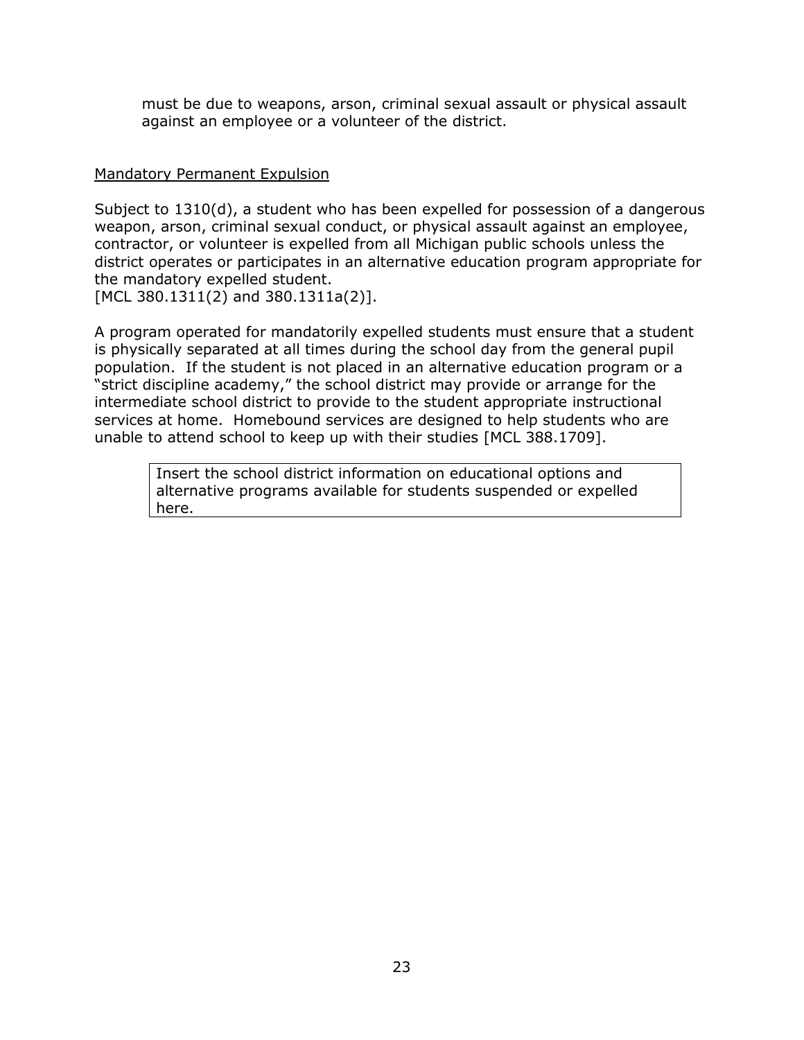must be due to weapons, arson, criminal sexual assault or physical assault against an employee or a volunteer of the district.

<u>Mandatory Permanent Expulsion</u>

Subject to 1310(d), a student who has been expelled for possession of a dangerous weapon, arson, criminal sexual conduct, or physical assault against an employee, contractor, or volunteer is expelled from all Michigan public schools unless the district operates or participates in an alternative education program appropriate for the mandatory expelled student.
[MCL 380.1311(2) and 380.1311a(2)].

A program operated for mandatorily expelled students must ensure that a student is physically separated at all times during the school day from the general pupil population. If the student is not placed in an alternative education program or a "strict discipline academy," the school district may provide or arrange for the intermediate school district to provide to the student appropriate instructional services at home. Homebound services are designed to help students who are unable to attend school to keep up with their studies [MCL 388.1709].

| Insert the school district information on educational options and alternative programs available for students suspended or expelled here. |
|---|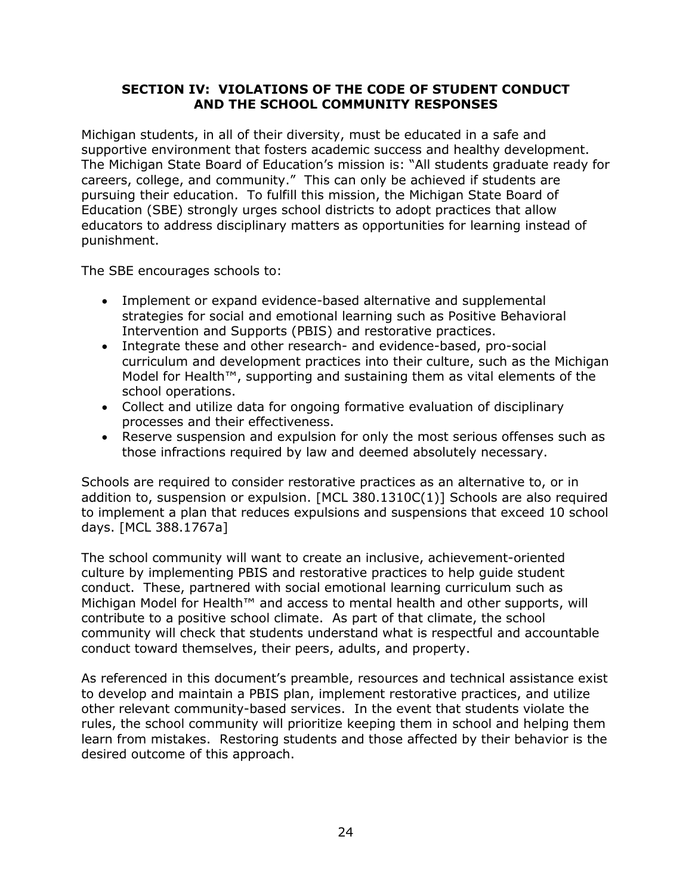## SECTION IV: VIOLATIONS OF THE CODE OF STUDENT CONDUCT AND THE SCHOOL COMMUNITY RESPONSES

Michigan students, in all of their diversity, must be educated in a safe and supportive environment that fosters academic success and healthy development. The Michigan State Board of Education's mission is: "All students graduate ready for careers, college, and community." This can only be achieved if students are pursuing their education. To fulfill this mission, the Michigan State Board of Education (SBE) strongly urges school districts to adopt practices that allow educators to address disciplinary matters as opportunities for learning instead of punishment.

The SBE encourages schools to:

- Implement or expand evidence-based alternative and supplemental strategies for social and emotional learning such as Positive Behavioral Intervention and Supports (PBIS) and restorative practices.
- Integrate these and other research- and evidence-based, pro-social curriculum and development practices into their culture, such as the Michigan Model for Health™, supporting and sustaining them as vital elements of the school operations.
- Collect and utilize data for ongoing formative evaluation of disciplinary processes and their effectiveness.
- Reserve suspension and expulsion for only the most serious offenses such as those infractions required by law and deemed absolutely necessary.

Schools are required to consider restorative practices as an alternative to, or in addition to, suspension or expulsion. [MCL 380.1310C(1)] Schools are also required to implement a plan that reduces expulsions and suspensions that exceed 10 school days. [MCL 388.1767a]

The school community will want to create an inclusive, achievement-oriented culture by implementing PBIS and restorative practices to help guide student conduct. These, partnered with social emotional learning curriculum such as Michigan Model for Health™ and access to mental health and other supports, will contribute to a positive school climate. As part of that climate, the school community will check that students understand what is respectful and accountable conduct toward themselves, their peers, adults, and property.

As referenced in this document's preamble, resources and technical assistance exist to develop and maintain a PBIS plan, implement restorative practices, and utilize other relevant community-based services. In the event that students violate the rules, the school community will prioritize keeping them in school and helping them learn from mistakes. Restoring students and those affected by their behavior is the desired outcome of this approach.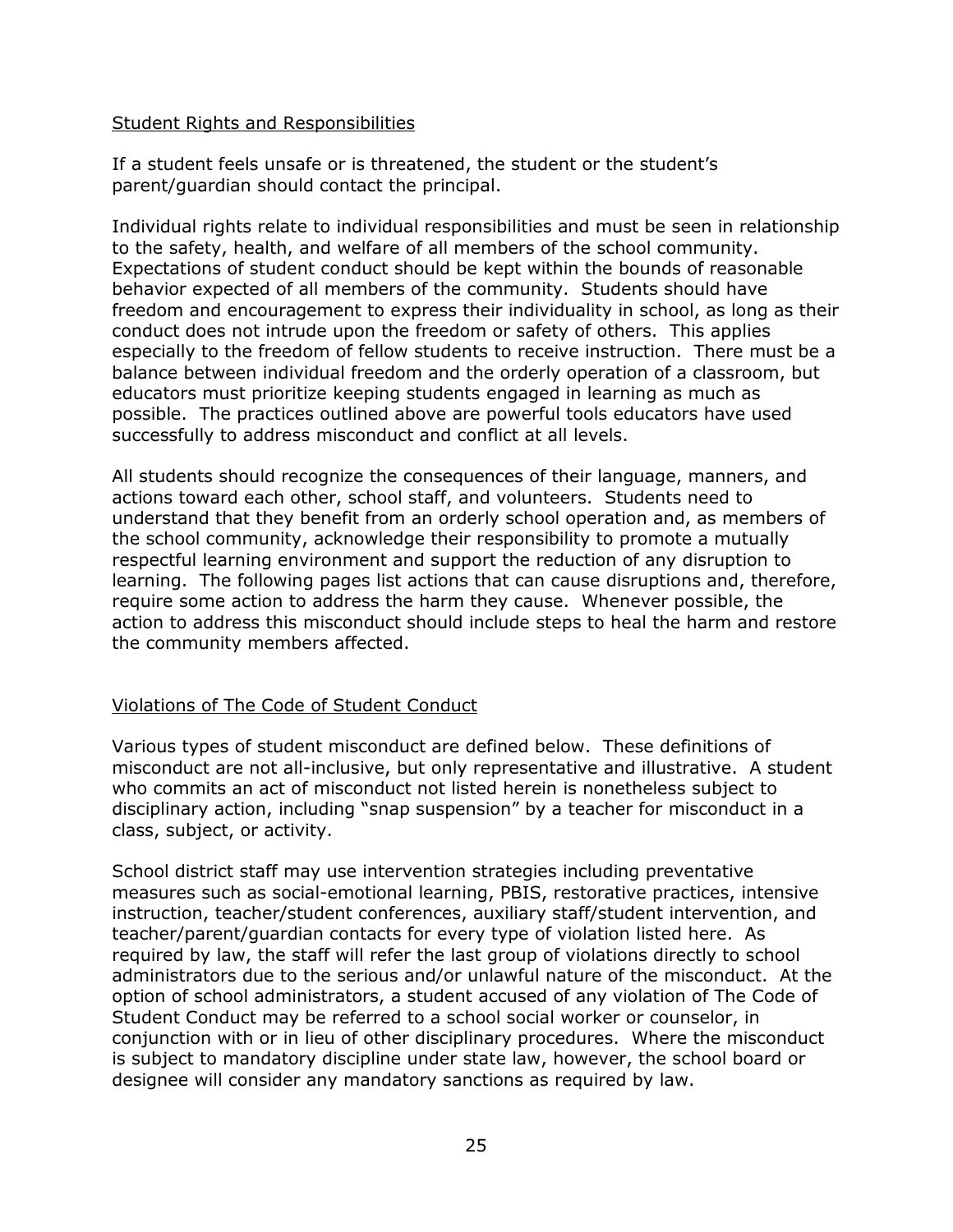## Student Rights and Responsibilities

If a student feels unsafe or is threatened, the student or the student's parent/guardian should contact the principal.

Individual rights relate to individual responsibilities and must be seen in relationship to the safety, health, and welfare of all members of the school community. Expectations of student conduct should be kept within the bounds of reasonable behavior expected of all members of the community. Students should have freedom and encouragement to express their individuality in school, as long as their conduct does not intrude upon the freedom or safety of others. This applies especially to the freedom of fellow students to receive instruction. There must be a balance between individual freedom and the orderly operation of a classroom, but educators must prioritize keeping students engaged in learning as much as possible. The practices outlined above are powerful tools educators have used successfully to address misconduct and conflict at all levels.

All students should recognize the consequences of their language, manners, and actions toward each other, school staff, and volunteers. Students need to understand that they benefit from an orderly school operation and, as members of the school community, acknowledge their responsibility to promote a mutually respectful learning environment and support the reduction of any disruption to learning. The following pages list actions that can cause disruptions and, therefore, require some action to address the harm they cause. Whenever possible, the action to address this misconduct should include steps to heal the harm and restore the community members affected.

## Violations of The Code of Student Conduct

Various types of student misconduct are defined below. These definitions of misconduct are not all-inclusive, but only representative and illustrative. A student who commits an act of misconduct not listed herein is nonetheless subject to disciplinary action, including "snap suspension" by a teacher for misconduct in a class, subject, or activity.

School district staff may use intervention strategies including preventative measures such as social-emotional learning, PBIS, restorative practices, intensive instruction, teacher/student conferences, auxiliary staff/student intervention, and teacher/parent/guardian contacts for every type of violation listed here. As required by law, the staff will refer the last group of violations directly to school administrators due to the serious and/or unlawful nature of the misconduct. At the option of school administrators, a student accused of any violation of The Code of Student Conduct may be referred to a school social worker or counselor, in conjunction with or in lieu of other disciplinary procedures. Where the misconduct is subject to mandatory discipline under state law, however, the school board or designee will consider any mandatory sanctions as required by law.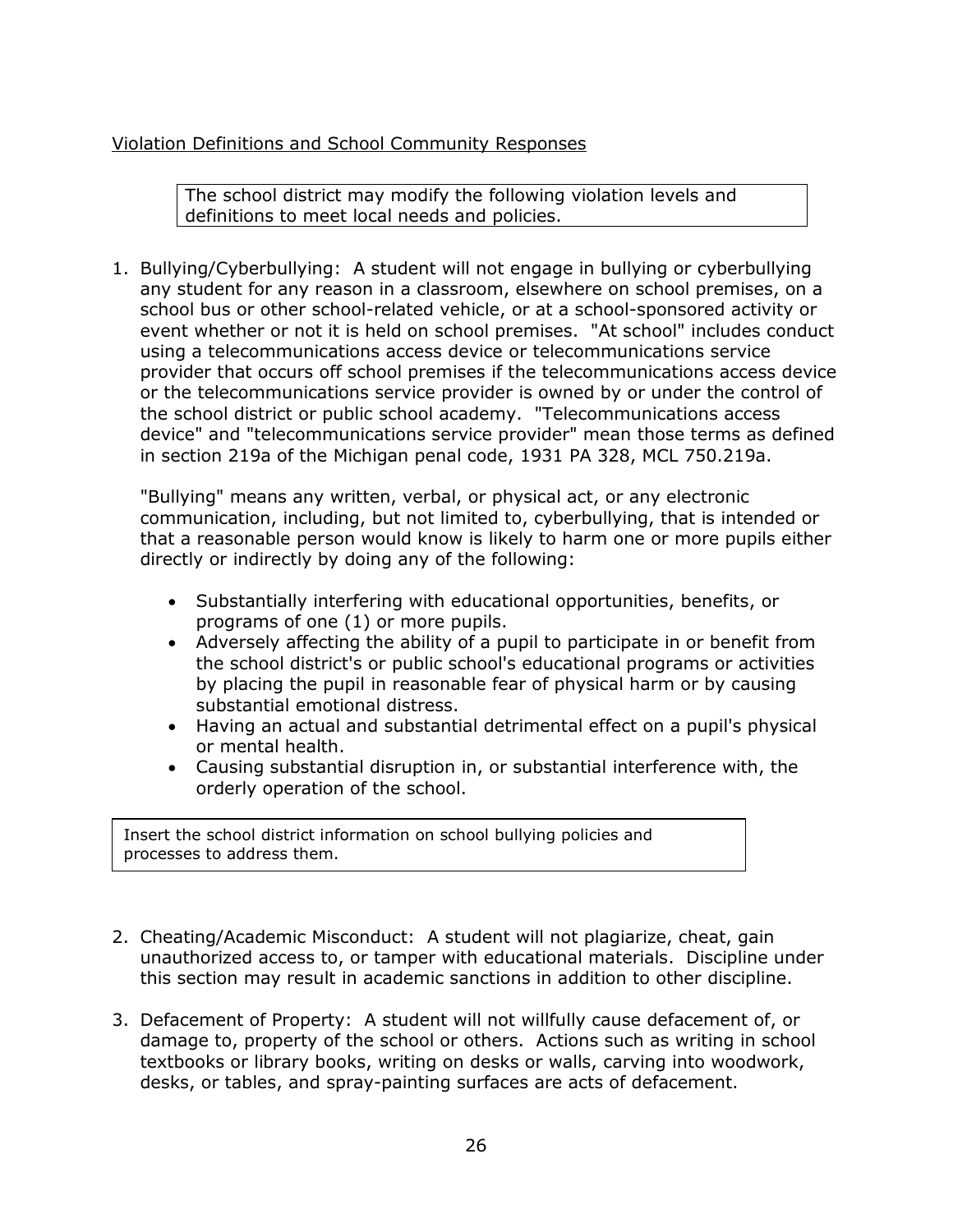Violation Definitions and School Community Responses

> The school district may modify the following violation levels and definitions to meet local needs and policies.

1. Bullying/Cyberbullying: A student will not engage in bullying or cyberbullying any student for any reason in a classroom, elsewhere on school premises, on a school bus or other school-related vehicle, or at a school-sponsored activity or event whether or not it is held on school premises. "At school" includes conduct using a telecommunications access device or telecommunications service provider that occurs off school premises if the telecommunications access device or the telecommunications service provider is owned by or under the control of the school district or public school academy. "Telecommunications access device" and "telecommunications service provider" mean those terms as defined in section 219a of the Michigan penal code, 1931 PA 328, MCL 750.219a.

   "Bullying" means any written, verbal, or physical act, or any electronic communication, including, but not limited to, cyberbullying, that is intended or that a reasonable person would know is likely to harm one or more pupils either directly or indirectly by doing any of the following:

   - Substantially interfering with educational opportunities, benefits, or programs of one (1) or more pupils.
   - Adversely affecting the ability of a pupil to participate in or benefit from the school district's or public school's educational programs or activities by placing the pupil in reasonable fear of physical harm or by causing substantial emotional distress.
   - Having an actual and substantial detrimental effect on a pupil's physical or mental health.
   - Causing substantial disruption in, or substantial interference with, the orderly operation of the school.

> Insert the school district information on school bullying policies and processes to address them.

2. Cheating/Academic Misconduct: A student will not plagiarize, cheat, gain unauthorized access to, or tamper with educational materials. Discipline under this section may result in academic sanctions in addition to other discipline.

3. Defacement of Property: A student will not willfully cause defacement of, or damage to, property of the school or others. Actions such as writing in school textbooks or library books, writing on desks or walls, carving into woodwork, desks, or tables, and spray-painting surfaces are acts of defacement.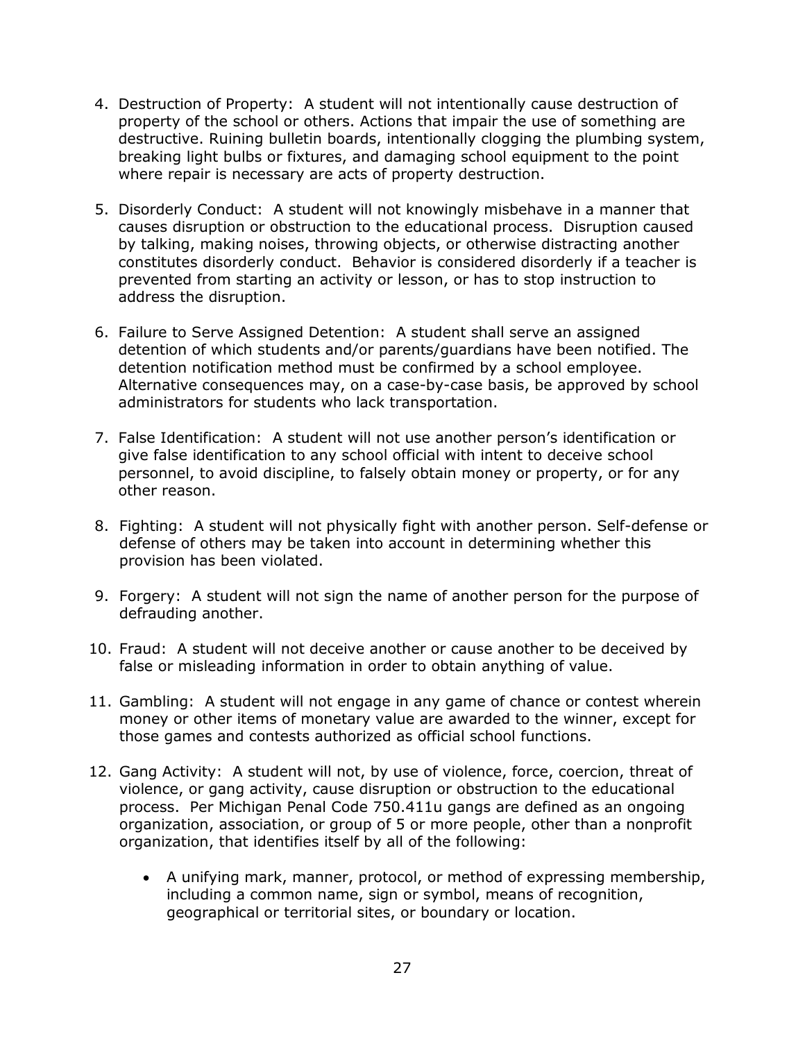4. Destruction of Property: A student will not intentionally cause destruction of property of the school or others. Actions that impair the use of something are destructive. Ruining bulletin boards, intentionally clogging the plumbing system, breaking light bulbs or fixtures, and damaging school equipment to the point where repair is necessary are acts of property destruction.

5. Disorderly Conduct: A student will not knowingly misbehave in a manner that causes disruption or obstruction to the educational process. Disruption caused by talking, making noises, throwing objects, or otherwise distracting another constitutes disorderly conduct. Behavior is considered disorderly if a teacher is prevented from starting an activity or lesson, or has to stop instruction to address the disruption.

6. Failure to Serve Assigned Detention: A student shall serve an assigned detention of which students and/or parents/guardians have been notified. The detention notification method must be confirmed by a school employee. Alternative consequences may, on a case-by-case basis, be approved by school administrators for students who lack transportation.

7. False Identification: A student will not use another person's identification or give false identification to any school official with intent to deceive school personnel, to avoid discipline, to falsely obtain money or property, or for any other reason.

8. Fighting: A student will not physically fight with another person. Self-defense or defense of others may be taken into account in determining whether this provision has been violated.

9. Forgery: A student will not sign the name of another person for the purpose of defrauding another.

10. Fraud: A student will not deceive another or cause another to be deceived by false or misleading information in order to obtain anything of value.

11. Gambling: A student will not engage in any game of chance or contest wherein money or other items of monetary value are awarded to the winner, except for those games and contests authorized as official school functions.

12. Gang Activity: A student will not, by use of violence, force, coercion, threat of violence, or gang activity, cause disruption or obstruction to the educational process. Per Michigan Penal Code 750.411u gangs are defined as an ongoing organization, association, or group of 5 or more people, other than a nonprofit organization, that identifies itself by all of the following:

    - A unifying mark, manner, protocol, or method of expressing membership, including a common name, sign or symbol, means of recognition, geographical or territorial sites, or boundary or location.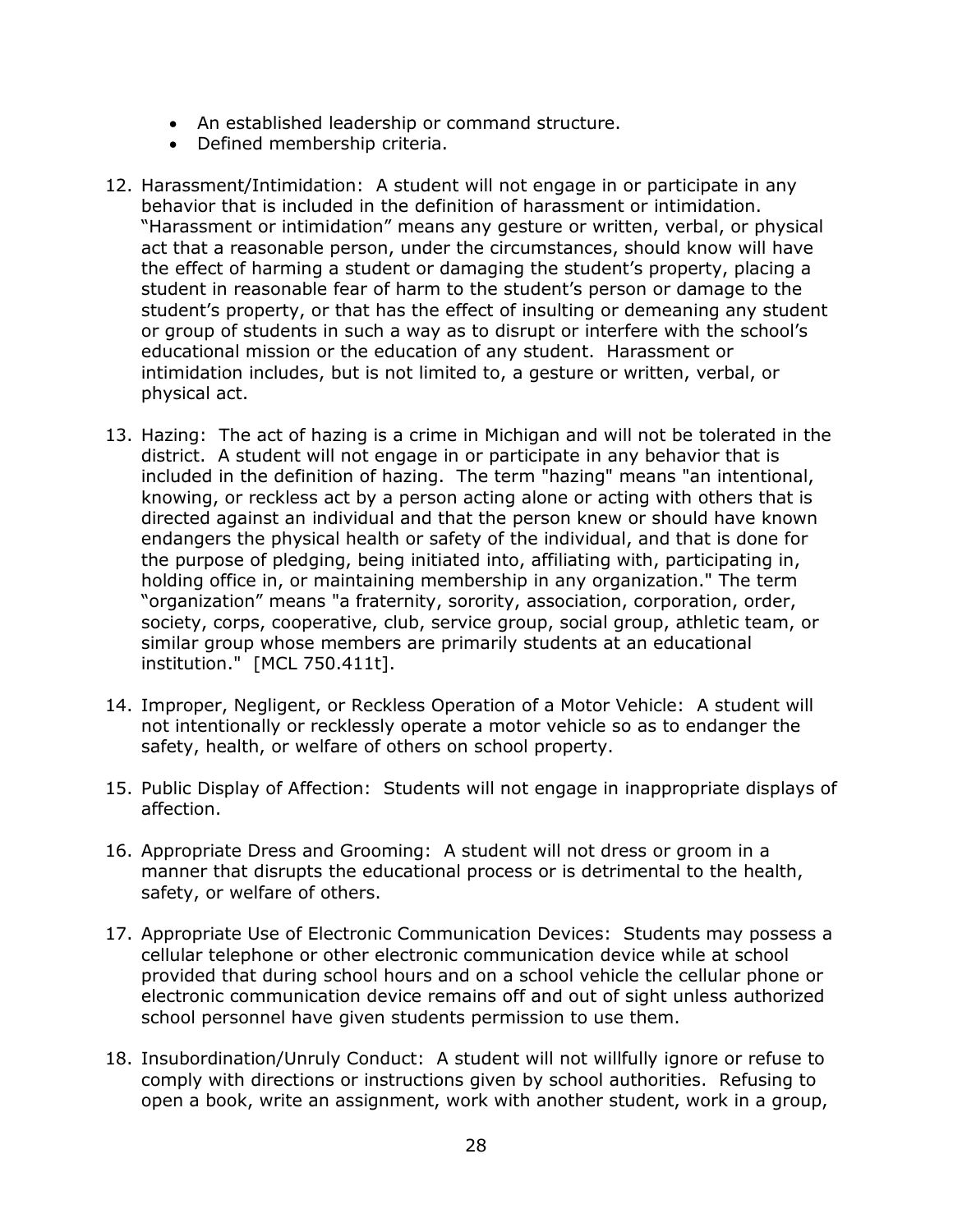- An established leadership or command structure.
- Defined membership criteria.

12. Harassment/Intimidation: A student will not engage in or participate in any behavior that is included in the definition of harassment or intimidation. "Harassment or intimidation" means any gesture or written, verbal, or physical act that a reasonable person, under the circumstances, should know will have the effect of harming a student or damaging the student's property, placing a student in reasonable fear of harm to the student's person or damage to the student's property, or that has the effect of insulting or demeaning any student or group of students in such a way as to disrupt or interfere with the school's educational mission or the education of any student. Harassment or intimidation includes, but is not limited to, a gesture or written, verbal, or physical act.

13. Hazing: The act of hazing is a crime in Michigan and will not be tolerated in the district. A student will not engage in or participate in any behavior that is included in the definition of hazing. The term "hazing" means "an intentional, knowing, or reckless act by a person acting alone or acting with others that is directed against an individual and that the person knew or should have known endangers the physical health or safety of the individual, and that is done for the purpose of pledging, being initiated into, affiliating with, participating in, holding office in, or maintaining membership in any organization." The term "organization" means "a fraternity, sorority, association, corporation, order, society, corps, cooperative, club, service group, social group, athletic team, or similar group whose members are primarily students at an educational institution." [MCL 750.411t].

14. Improper, Negligent, or Reckless Operation of a Motor Vehicle: A student will not intentionally or recklessly operate a motor vehicle so as to endanger the safety, health, or welfare of others on school property.

15. Public Display of Affection: Students will not engage in inappropriate displays of affection.

16. Appropriate Dress and Grooming: A student will not dress or groom in a manner that disrupts the educational process or is detrimental to the health, safety, or welfare of others.

17. Appropriate Use of Electronic Communication Devices: Students may possess a cellular telephone or other electronic communication device while at school provided that during school hours and on a school vehicle the cellular phone or electronic communication device remains off and out of sight unless authorized school personnel have given students permission to use them.

18. Insubordination/Unruly Conduct: A student will not willfully ignore or refuse to comply with directions or instructions given by school authorities. Refusing to open a book, write an assignment, work with another student, work in a group,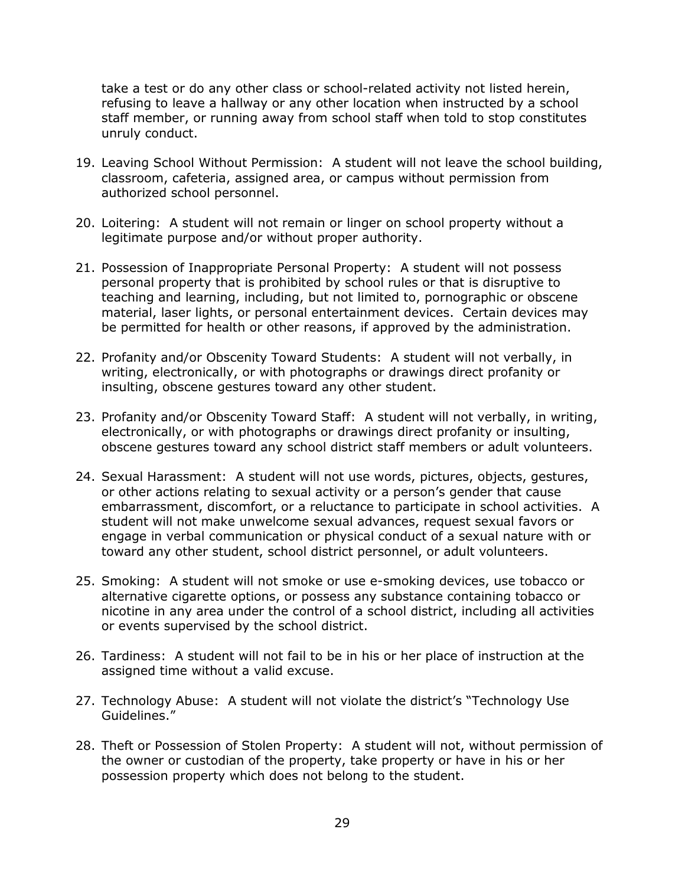take a test or do any other class or school-related activity not listed herein, refusing to leave a hallway or any other location when instructed by a school staff member, or running away from school staff when told to stop constitutes unruly conduct.

19. Leaving School Without Permission: A student will not leave the school building, classroom, cafeteria, assigned area, or campus without permission from authorized school personnel.

20. Loitering: A student will not remain or linger on school property without a legitimate purpose and/or without proper authority.

21. Possession of Inappropriate Personal Property: A student will not possess personal property that is prohibited by school rules or that is disruptive to teaching and learning, including, but not limited to, pornographic or obscene material, laser lights, or personal entertainment devices. Certain devices may be permitted for health or other reasons, if approved by the administration.

22. Profanity and/or Obscenity Toward Students: A student will not verbally, in writing, electronically, or with photographs or drawings direct profanity or insulting, obscene gestures toward any other student.

23. Profanity and/or Obscenity Toward Staff: A student will not verbally, in writing, electronically, or with photographs or drawings direct profanity or insulting, obscene gestures toward any school district staff members or adult volunteers.

24. Sexual Harassment: A student will not use words, pictures, objects, gestures, or other actions relating to sexual activity or a person's gender that cause embarrassment, discomfort, or a reluctance to participate in school activities. A student will not make unwelcome sexual advances, request sexual favors or engage in verbal communication or physical conduct of a sexual nature with or toward any other student, school district personnel, or adult volunteers.

25. Smoking: A student will not smoke or use e-smoking devices, use tobacco or alternative cigarette options, or possess any substance containing tobacco or nicotine in any area under the control of a school district, including all activities or events supervised by the school district.

26. Tardiness: A student will not fail to be in his or her place of instruction at the assigned time without a valid excuse.

27. Technology Abuse: A student will not violate the district's "Technology Use Guidelines."

28. Theft or Possession of Stolen Property: A student will not, without permission of the owner or custodian of the property, take property or have in his or her possession property which does not belong to the student.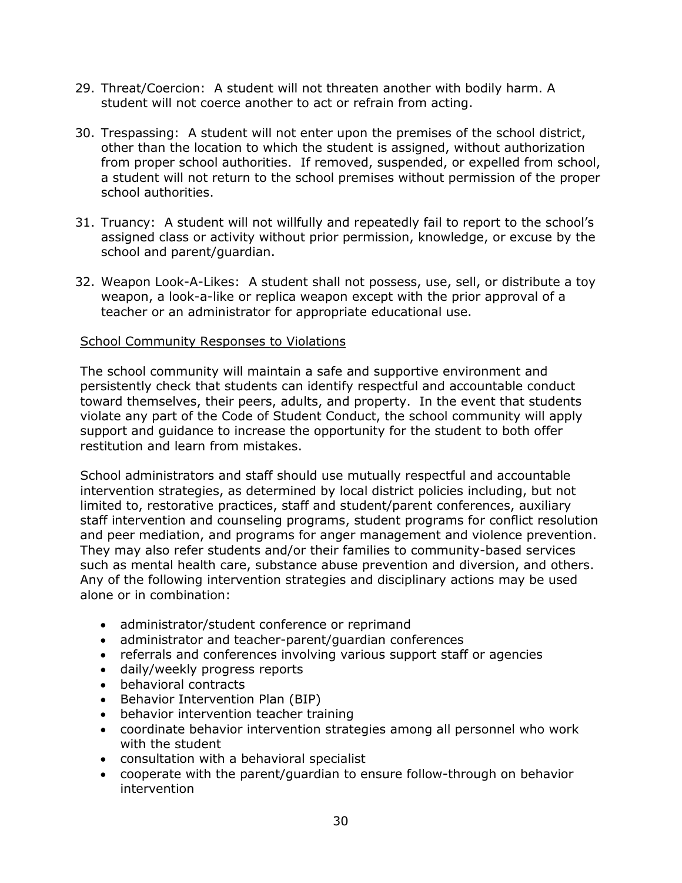29. Threat/Coercion: A student will not threaten another with bodily harm. A student will not coerce another to act or refrain from acting.

30. Trespassing: A student will not enter upon the premises of the school district, other than the location to which the student is assigned, without authorization from proper school authorities. If removed, suspended, or expelled from school, a student will not return to the school premises without permission of the proper school authorities.

31. Truancy: A student will not willfully and repeatedly fail to report to the school's assigned class or activity without prior permission, knowledge, or excuse by the school and parent/guardian.

32. Weapon Look-A-Likes: A student shall not possess, use, sell, or distribute a toy weapon, a look-a-like or replica weapon except with the prior approval of a teacher or an administrator for appropriate educational use.

School Community Responses to Violations

The school community will maintain a safe and supportive environment and persistently check that students can identify respectful and accountable conduct toward themselves, their peers, adults, and property. In the event that students violate any part of the Code of Student Conduct, the school community will apply support and guidance to increase the opportunity for the student to both offer restitution and learn from mistakes.

School administrators and staff should use mutually respectful and accountable intervention strategies, as determined by local district policies including, but not limited to, restorative practices, staff and student/parent conferences, auxiliary staff intervention and counseling programs, student programs for conflict resolution and peer mediation, and programs for anger management and violence prevention. They may also refer students and/or their families to community-based services such as mental health care, substance abuse prevention and diversion, and others. Any of the following intervention strategies and disciplinary actions may be used alone or in combination:

- administrator/student conference or reprimand
- administrator and teacher-parent/guardian conferences
- referrals and conferences involving various support staff or agencies
- daily/weekly progress reports
- behavioral contracts
- Behavior Intervention Plan (BIP)
- behavior intervention teacher training
- coordinate behavior intervention strategies among all personnel who work with the student
- consultation with a behavioral specialist
- cooperate with the parent/guardian to ensure follow-through on behavior intervention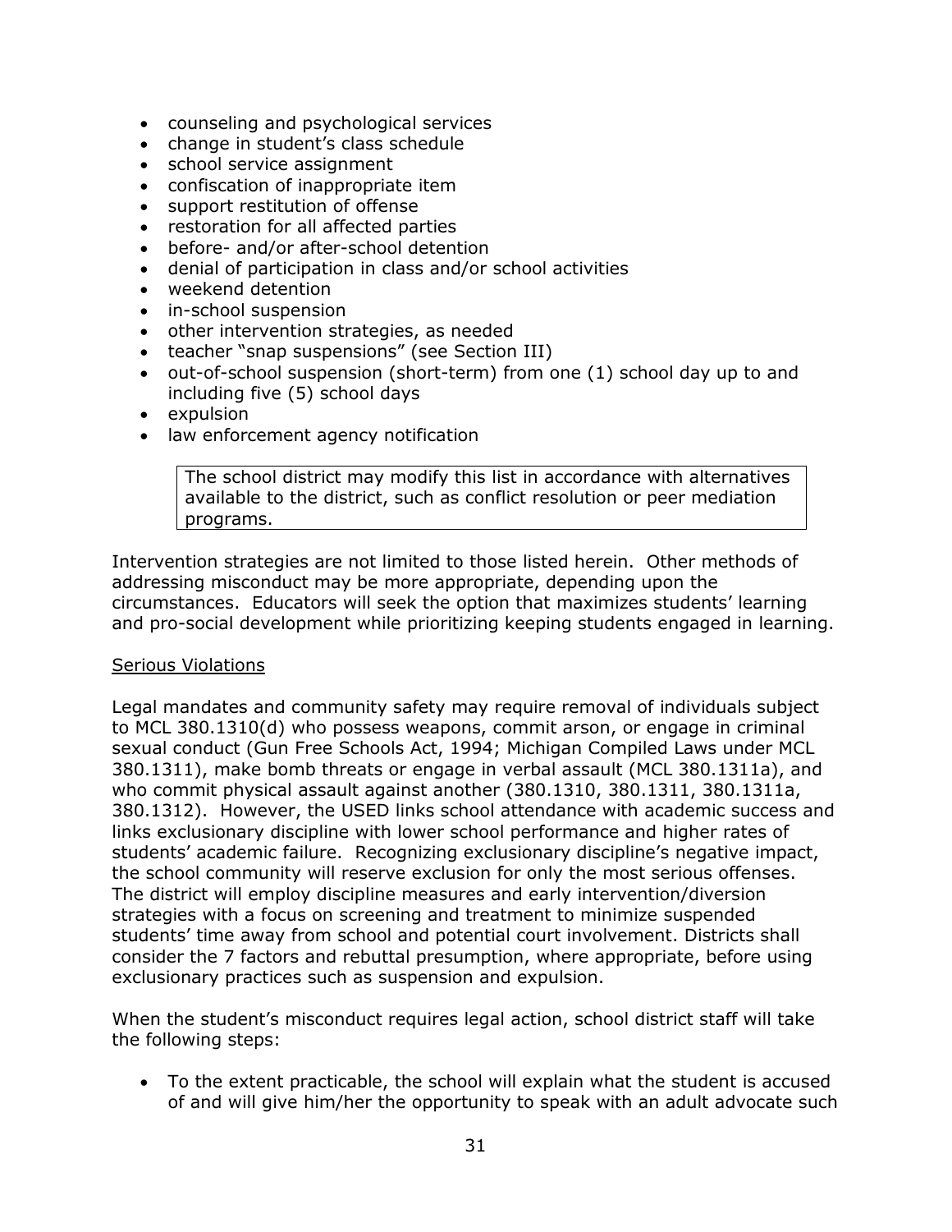- counseling and psychological services
- change in student's class schedule
- school service assignment
- confiscation of inappropriate item
- support restitution of offense
- restoration for all affected parties
- before- and/or after-school detention
- denial of participation in class and/or school activities
- weekend detention
- in-school suspension
- other intervention strategies, as needed
- teacher "snap suspensions" (see Section III)
- out-of-school suspension (short-term) from one (1) school day up to and including five (5) school days
- expulsion
- law enforcement agency notification

> The school district may modify this list in accordance with alternatives available to the district, such as conflict resolution or peer mediation programs.

Intervention strategies are not limited to those listed herein. Other methods of addressing misconduct may be more appropriate, depending upon the circumstances. Educators will seek the option that maximizes students' learning and pro-social development while prioritizing keeping students engaged in learning.

<u>Serious Violations</u>

Legal mandates and community safety may require removal of individuals subject to MCL 380.1310(d) who possess weapons, commit arson, or engage in criminal sexual conduct (Gun Free Schools Act, 1994; Michigan Compiled Laws under MCL 380.1311), make bomb threats or engage in verbal assault (MCL 380.1311a), and who commit physical assault against another (380.1310, 380.1311, 380.1311a, 380.1312). However, the USED links school attendance with academic success and links exclusionary discipline with lower school performance and higher rates of students' academic failure. Recognizing exclusionary discipline's negative impact, the school community will reserve exclusion for only the most serious offenses. The district will employ discipline measures and early intervention/diversion strategies with a focus on screening and treatment to minimize suspended students' time away from school and potential court involvement. Districts shall consider the 7 factors and rebuttal presumption, where appropriate, before using exclusionary practices such as suspension and expulsion.

When the student's misconduct requires legal action, school district staff will take the following steps:

- To the extent practicable, the school will explain what the student is accused of and will give him/her the opportunity to speak with an adult advocate such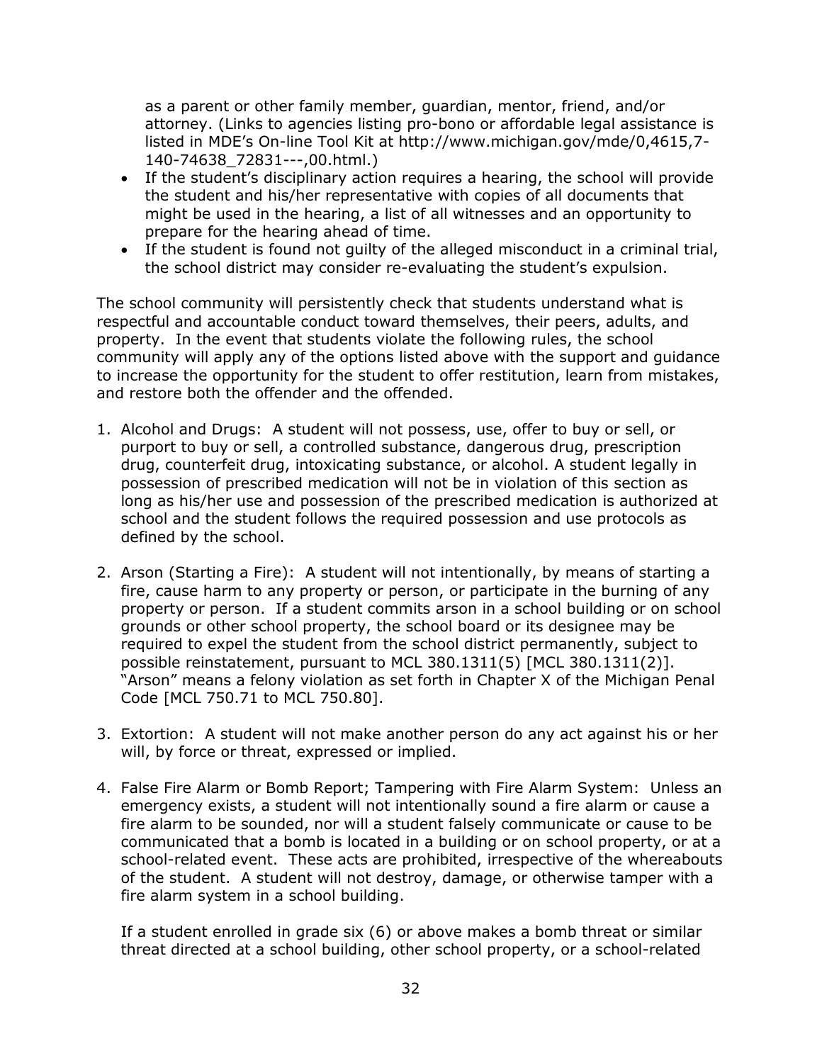as a parent or other family member, guardian, mentor, friend, and/or attorney. (Links to agencies listing pro-bono or affordable legal assistance is listed in MDE's On-line Tool Kit at http://www.michigan.gov/mde/0,4615,7-140-74638_72831---,00.html.)

- If the student's disciplinary action requires a hearing, the school will provide the student and his/her representative with copies of all documents that might be used in the hearing, a list of all witnesses and an opportunity to prepare for the hearing ahead of time.
- If the student is found not guilty of the alleged misconduct in a criminal trial, the school district may consider re-evaluating the student's expulsion.

The school community will persistently check that students understand what is respectful and accountable conduct toward themselves, their peers, adults, and property. In the event that students violate the following rules, the school community will apply any of the options listed above with the support and guidance to increase the opportunity for the student to offer restitution, learn from mistakes, and restore both the offender and the offended.

1. Alcohol and Drugs: A student will not possess, use, offer to buy or sell, or purport to buy or sell, a controlled substance, dangerous drug, prescription drug, counterfeit drug, intoxicating substance, or alcohol. A student legally in possession of prescribed medication will not be in violation of this section as long as his/her use and possession of the prescribed medication is authorized at school and the student follows the required possession and use protocols as defined by the school.

2. Arson (Starting a Fire): A student will not intentionally, by means of starting a fire, cause harm to any property or person, or participate in the burning of any property or person. If a student commits arson in a school building or on school grounds or other school property, the school board or its designee may be required to expel the student from the school district permanently, subject to possible reinstatement, pursuant to MCL 380.1311(5) [MCL 380.1311(2)]. "Arson" means a felony violation as set forth in Chapter X of the Michigan Penal Code [MCL 750.71 to MCL 750.80].

3. Extortion: A student will not make another person do any act against his or her will, by force or threat, expressed or implied.

4. False Fire Alarm or Bomb Report; Tampering with Fire Alarm System: Unless an emergency exists, a student will not intentionally sound a fire alarm or cause a fire alarm to be sounded, nor will a student falsely communicate or cause to be communicated that a bomb is located in a building or on school property, or at a school-related event. These acts are prohibited, irrespective of the whereabouts of the student. A student will not destroy, damage, or otherwise tamper with a fire alarm system in a school building.

   If a student enrolled in grade six (6) or above makes a bomb threat or similar threat directed at a school building, other school property, or a school-related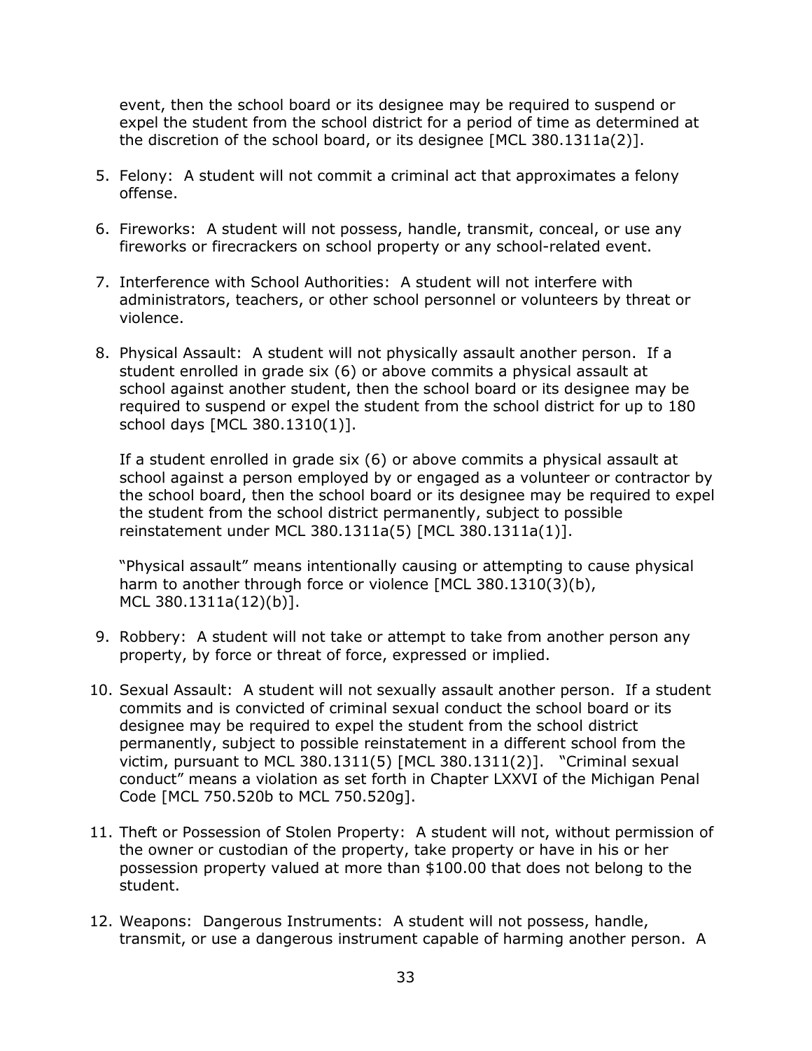event, then the school board or its designee may be required to suspend or expel the student from the school district for a period of time as determined at the discretion of the school board, or its designee [MCL 380.1311a(2)].

5. Felony: A student will not commit a criminal act that approximates a felony offense.

6. Fireworks: A student will not possess, handle, transmit, conceal, or use any fireworks or firecrackers on school property or any school-related event.

7. Interference with School Authorities: A student will not interfere with administrators, teachers, or other school personnel or volunteers by threat or violence.

8. Physical Assault: A student will not physically assault another person. If a student enrolled in grade six (6) or above commits a physical assault at school against another student, then the school board or its designee may be required to suspend or expel the student from the school district for up to 180 school days [MCL 380.1310(1)].

   If a student enrolled in grade six (6) or above commits a physical assault at school against a person employed by or engaged as a volunteer or contractor by the school board, then the school board or its designee may be required to expel the student from the school district permanently, subject to possible reinstatement under MCL 380.1311a(5) [MCL 380.1311a(1)].

   "Physical assault" means intentionally causing or attempting to cause physical harm to another through force or violence [MCL 380.1310(3)(b), MCL 380.1311a(12)(b)].

9. Robbery: A student will not take or attempt to take from another person any property, by force or threat of force, expressed or implied.

10. Sexual Assault: A student will not sexually assault another person. If a student commits and is convicted of criminal sexual conduct the school board or its designee may be required to expel the student from the school district permanently, subject to possible reinstatement in a different school from the victim, pursuant to MCL 380.1311(5) [MCL 380.1311(2)]. "Criminal sexual conduct" means a violation as set forth in Chapter LXXVI of the Michigan Penal Code [MCL 750.520b to MCL 750.520g].

11. Theft or Possession of Stolen Property: A student will not, without permission of the owner or custodian of the property, take property or have in his or her possession property valued at more than $100.00 that does not belong to the student.

12. Weapons: Dangerous Instruments: A student will not possess, handle, transmit, or use a dangerous instrument capable of harming another person. A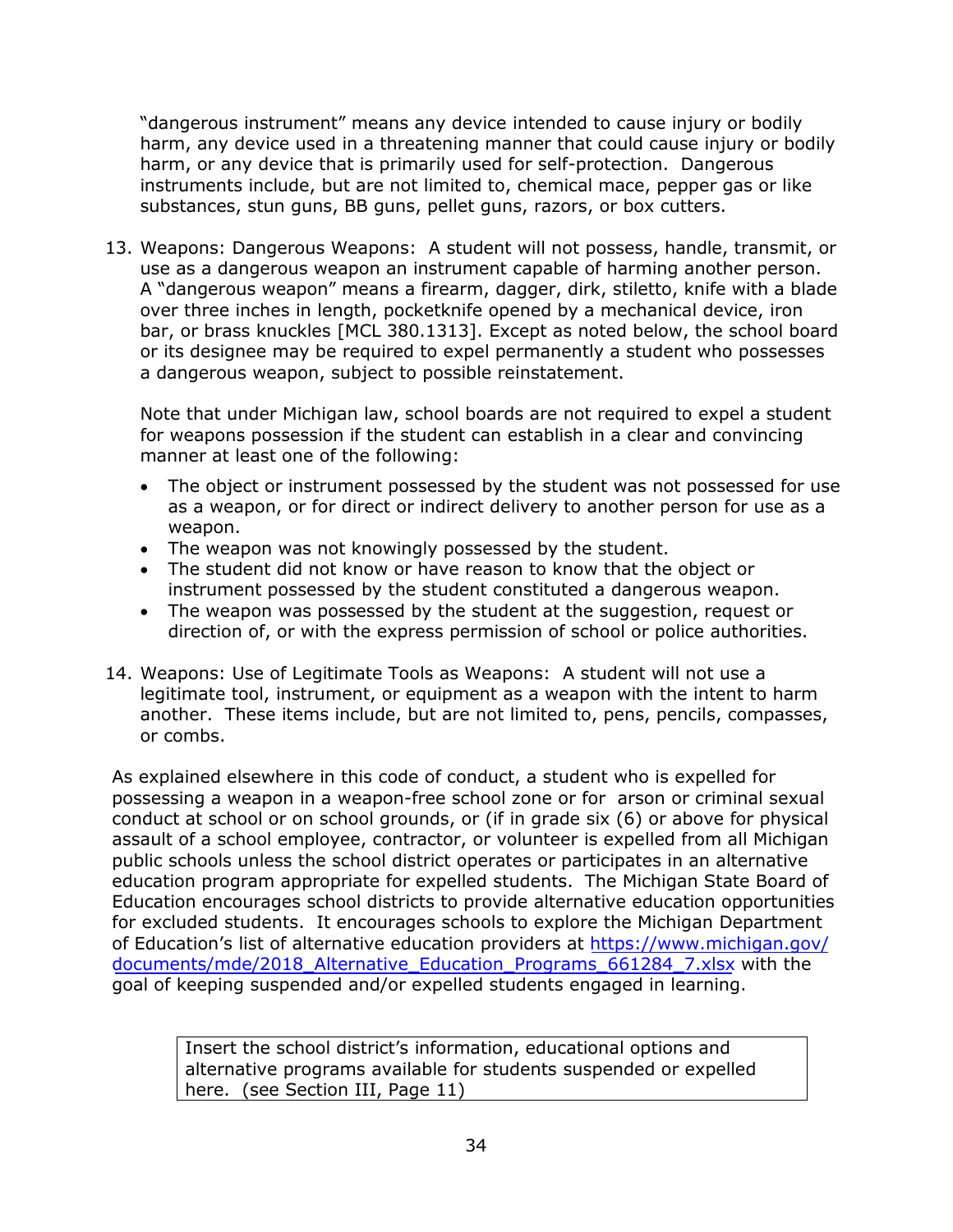"dangerous instrument" means any device intended to cause injury or bodily harm, any device used in a threatening manner that could cause injury or bodily harm, or any device that is primarily used for self-protection. Dangerous instruments include, but are not limited to, chemical mace, pepper gas or like substances, stun guns, BB guns, pellet guns, razors, or box cutters.

13. Weapons: Dangerous Weapons: A student will not possess, handle, transmit, or use as a dangerous weapon an instrument capable of harming another person. A "dangerous weapon" means a firearm, dagger, dirk, stiletto, knife with a blade over three inches in length, pocketknife opened by a mechanical device, iron bar, or brass knuckles [MCL 380.1313]. Except as noted below, the school board or its designee may be required to expel permanently a student who possesses a dangerous weapon, subject to possible reinstatement.

    Note that under Michigan law, school boards are not required to expel a student for weapons possession if the student can establish in a clear and convincing manner at least one of the following:

    - The object or instrument possessed by the student was not possessed for use as a weapon, or for direct or indirect delivery to another person for use as a weapon.
    - The weapon was not knowingly possessed by the student.
    - The student did not know or have reason to know that the object or instrument possessed by the student constituted a dangerous weapon.
    - The weapon was possessed by the student at the suggestion, request or direction of, or with the express permission of school or police authorities.

14. Weapons: Use of Legitimate Tools as Weapons: A student will not use a legitimate tool, instrument, or equipment as a weapon with the intent to harm another. These items include, but are not limited to, pens, pencils, compasses, or combs.

As explained elsewhere in this code of conduct, a student who is expelled for possessing a weapon in a weapon-free school zone or for arson or criminal sexual conduct at school or on school grounds, or (if in grade six (6) or above for physical assault of a school employee, contractor, or volunteer is expelled from all Michigan public schools unless the school district operates or participates in an alternative education program appropriate for expelled students. The Michigan State Board of Education encourages school districts to provide alternative education opportunities for excluded students. It encourages schools to explore the Michigan Department of Education's list of alternative education providers at https://www.michigan.gov/documents/mde/2018_Alternative_Education_Programs_661284_7.xlsx with the goal of keeping suspended and/or expelled students engaged in learning.

| Insert the school district's information, educational options and alternative programs available for students suspended or expelled here. (see Section III, Page 11) |
|---|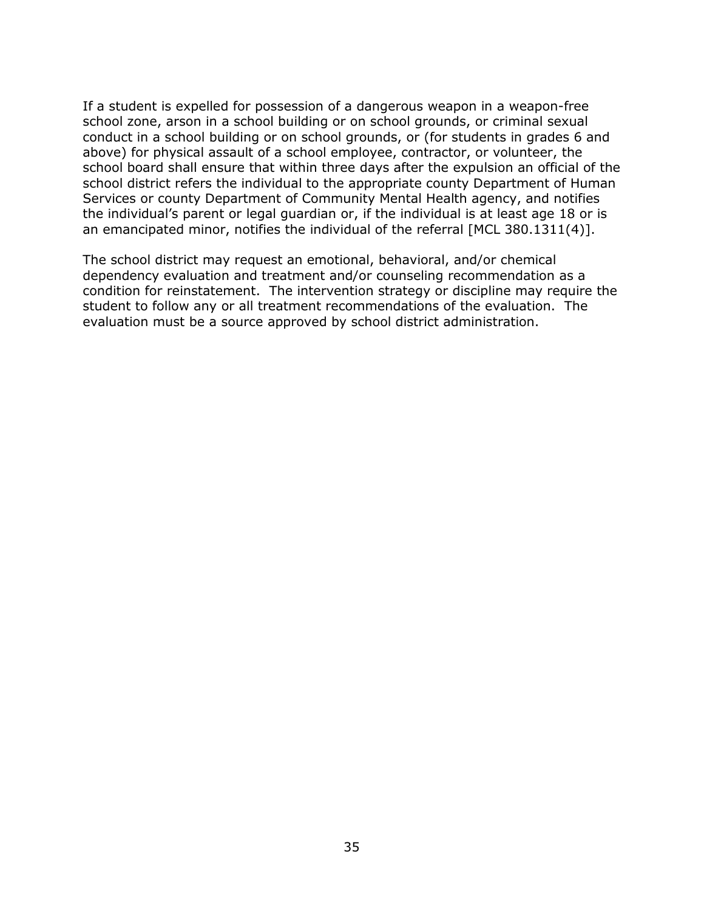If a student is expelled for possession of a dangerous weapon in a weapon-free school zone, arson in a school building or on school grounds, or criminal sexual conduct in a school building or on school grounds, or (for students in grades 6 and above) for physical assault of a school employee, contractor, or volunteer, the school board shall ensure that within three days after the expulsion an official of the school district refers the individual to the appropriate county Department of Human Services or county Department of Community Mental Health agency, and notifies the individual's parent or legal guardian or, if the individual is at least age 18 or is an emancipated minor, notifies the individual of the referral [MCL 380.1311(4)].

The school district may request an emotional, behavioral, and/or chemical dependency evaluation and treatment and/or counseling recommendation as a condition for reinstatement. The intervention strategy or discipline may require the student to follow any or all treatment recommendations of the evaluation. The evaluation must be a source approved by school district administration.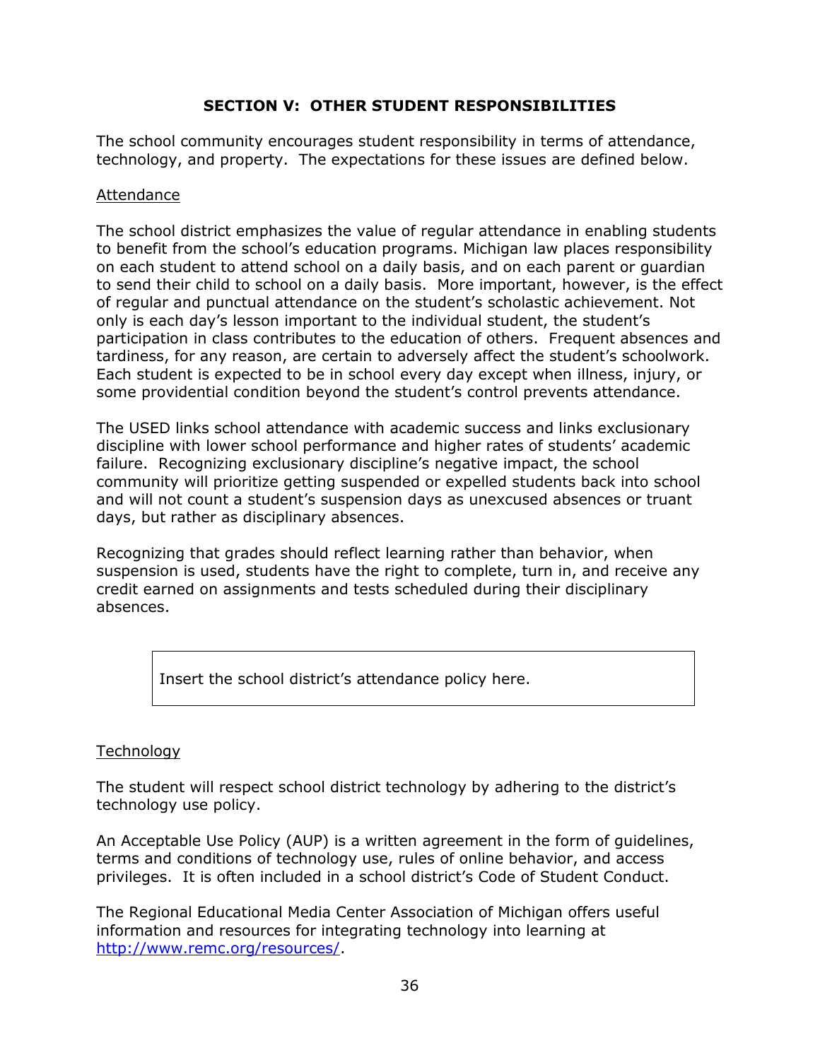## SECTION V: OTHER STUDENT RESPONSIBILITIES

The school community encourages student responsibility in terms of attendance, technology, and property. The expectations for these issues are defined below.

Attendance

The school district emphasizes the value of regular attendance in enabling students to benefit from the school's education programs. Michigan law places responsibility on each student to attend school on a daily basis, and on each parent or guardian to send their child to school on a daily basis. More important, however, is the effect of regular and punctual attendance on the student's scholastic achievement. Not only is each day's lesson important to the individual student, the student's participation in class contributes to the education of others. Frequent absences and tardiness, for any reason, are certain to adversely affect the student's schoolwork. Each student is expected to be in school every day except when illness, injury, or some providential condition beyond the student's control prevents attendance.

The USED links school attendance with academic success and links exclusionary discipline with lower school performance and higher rates of students' academic failure. Recognizing exclusionary discipline's negative impact, the school community will prioritize getting suspended or expelled students back into school and will not count a student's suspension days as unexcused absences or truant days, but rather as disciplinary absences.

Recognizing that grades should reflect learning rather than behavior, when suspension is used, students have the right to complete, turn in, and receive any credit earned on assignments and tests scheduled during their disciplinary absences.

| Insert the school district's attendance policy here. |
| --- |

Technology

The student will respect school district technology by adhering to the district's technology use policy.

An Acceptable Use Policy (AUP) is a written agreement in the form of guidelines, terms and conditions of technology use, rules of online behavior, and access privileges. It is often included in a school district's Code of Student Conduct.

The Regional Educational Media Center Association of Michigan offers useful information and resources for integrating technology into learning at [http://www.remc.org/resources/](http://www.remc.org/resources/).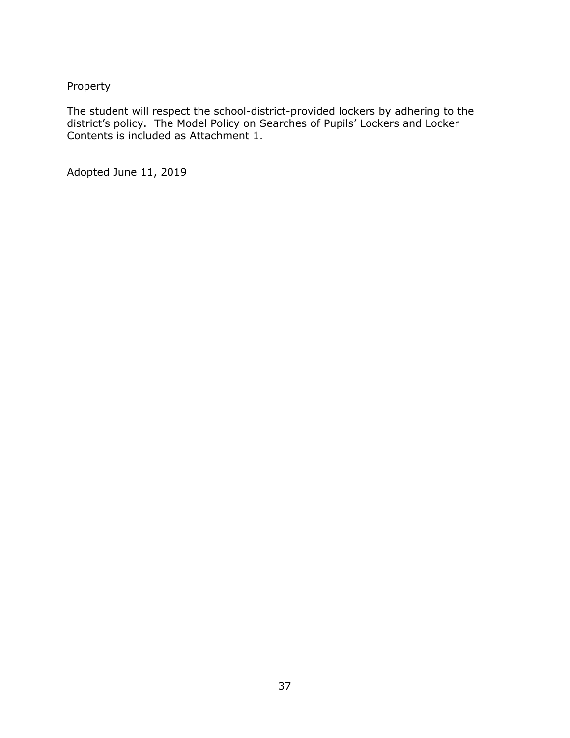<u>Property</u>

The student will respect the school-district-provided lockers by adhering to the district's policy. The Model Policy on Searches of Pupils' Lockers and Locker Contents is included as Attachment 1.

Adopted June 11, 2019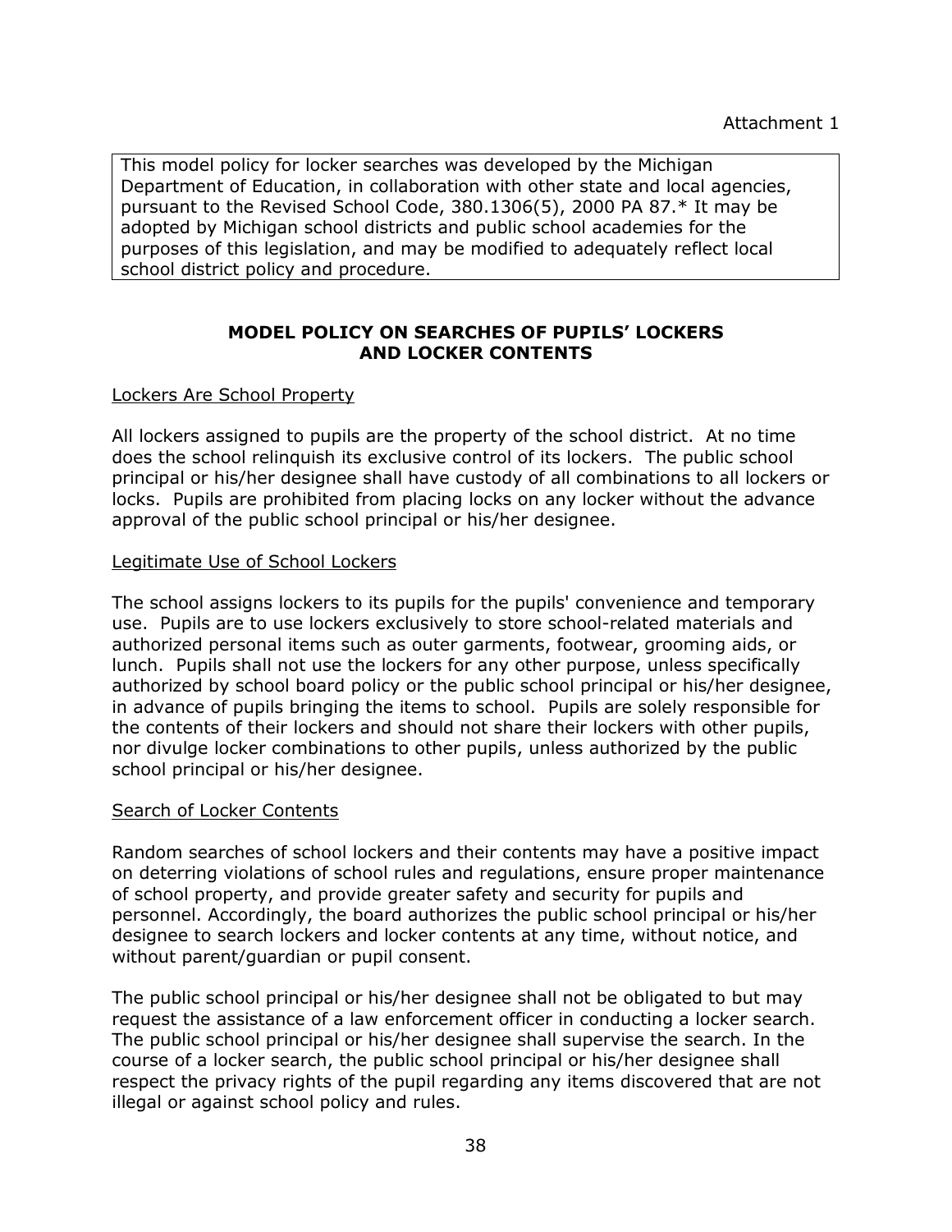Attachment 1

This model policy for locker searches was developed by the Michigan Department of Education, in collaboration with other state and local agencies, pursuant to the Revised School Code, 380.1306(5), 2000 PA 87.* It may be adopted by Michigan school districts and public school academies for the purposes of this legislation, and may be modified to adequately reflect local school district policy and procedure.

## MODEL POLICY ON SEARCHES OF PUPILS' LOCKERS AND LOCKER CONTENTS

Lockers Are School Property

All lockers assigned to pupils are the property of the school district. At no time does the school relinquish its exclusive control of its lockers. The public school principal or his/her designee shall have custody of all combinations to all lockers or locks. Pupils are prohibited from placing locks on any locker without the advance approval of the public school principal or his/her designee.

Legitimate Use of School Lockers

The school assigns lockers to its pupils for the pupils' convenience and temporary use. Pupils are to use lockers exclusively to store school-related materials and authorized personal items such as outer garments, footwear, grooming aids, or lunch. Pupils shall not use the lockers for any other purpose, unless specifically authorized by school board policy or the public school principal or his/her designee, in advance of pupils bringing the items to school. Pupils are solely responsible for the contents of their lockers and should not share their lockers with other pupils, nor divulge locker combinations to other pupils, unless authorized by the public school principal or his/her designee.

Search of Locker Contents

Random searches of school lockers and their contents may have a positive impact on deterring violations of school rules and regulations, ensure proper maintenance of school property, and provide greater safety and security for pupils and personnel. Accordingly, the board authorizes the public school principal or his/her designee to search lockers and locker contents at any time, without notice, and without parent/guardian or pupil consent.

The public school principal or his/her designee shall not be obligated to but may request the assistance of a law enforcement officer in conducting a locker search. The public school principal or his/her designee shall supervise the search. In the course of a locker search, the public school principal or his/her designee shall respect the privacy rights of the pupil regarding any items discovered that are not illegal or against school policy and rules.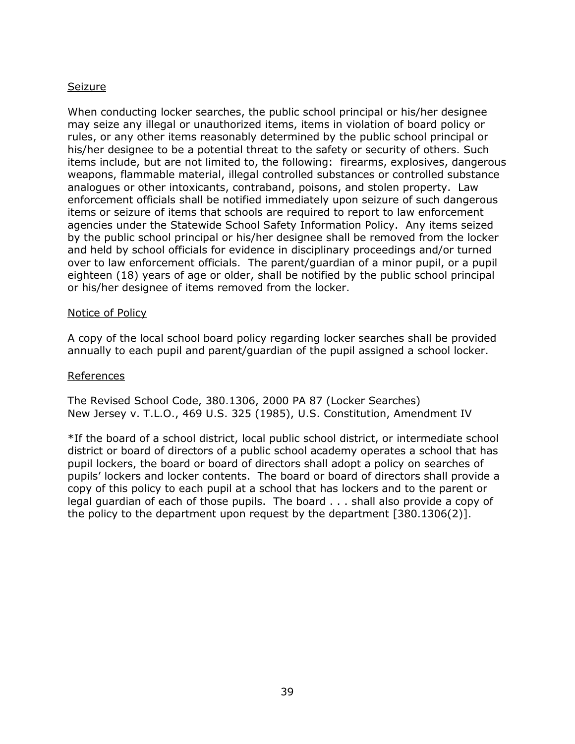## Seizure

When conducting locker searches, the public school principal or his/her designee may seize any illegal or unauthorized items, items in violation of board policy or rules, or any other items reasonably determined by the public school principal or his/her designee to be a potential threat to the safety or security of others. Such items include, but are not limited to, the following: firearms, explosives, dangerous weapons, flammable material, illegal controlled substances or controlled substance analogues or other intoxicants, contraband, poisons, and stolen property. Law enforcement officials shall be notified immediately upon seizure of such dangerous items or seizure of items that schools are required to report to law enforcement agencies under the Statewide School Safety Information Policy. Any items seized by the public school principal or his/her designee shall be removed from the locker and held by school officials for evidence in disciplinary proceedings and/or turned over to law enforcement officials. The parent/guardian of a minor pupil, or a pupil eighteen (18) years of age or older, shall be notified by the public school principal or his/her designee of items removed from the locker.

## Notice of Policy

A copy of the local school board policy regarding locker searches shall be provided annually to each pupil and parent/guardian of the pupil assigned a school locker.

## References

The Revised School Code, 380.1306, 2000 PA 87 (Locker Searches)
New Jersey v. T.L.O., 469 U.S. 325 (1985), U.S. Constitution, Amendment IV

*If the board of a school district, local public school district, or intermediate school district or board of directors of a public school academy operates a school that has pupil lockers, the board or board of directors shall adopt a policy on searches of pupils' lockers and locker contents. The board or board of directors shall provide a copy of this policy to each pupil at a school that has lockers and to the parent or legal guardian of each of those pupils. The board . . . shall also provide a copy of the policy to the department upon request by the department [380.1306(2)].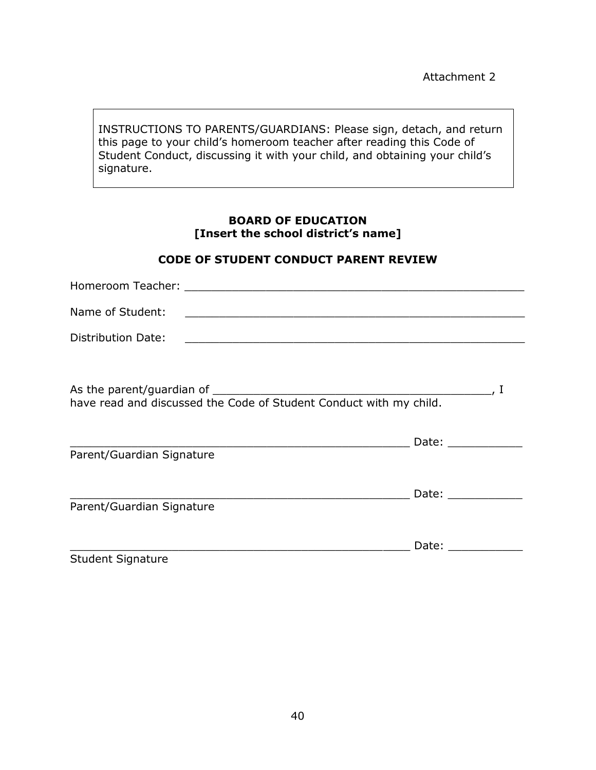Attachment 2

INSTRUCTIONS TO PARENTS/GUARDIANS: Please sign, detach, and return this page to your child's homeroom teacher after reading this Code of Student Conduct, discussing it with your child, and obtaining your child's signature.

**BOARD OF EDUCATION**
**[Insert the school district's name]**

**CODE OF STUDENT CONDUCT PARENT REVIEW**

Homeroom Teacher: ____________________________________________________

Name of Student: ____________________________________________________

Distribution Date: ____________________________________________________

As the parent/guardian of __________________________________________, I have read and discussed the Code of Student Conduct with my child.

___________________________________________________ Date: ___________
Parent/Guardian Signature

___________________________________________________ Date: ___________
Parent/Guardian Signature

___________________________________________________ Date: ___________
Student Signature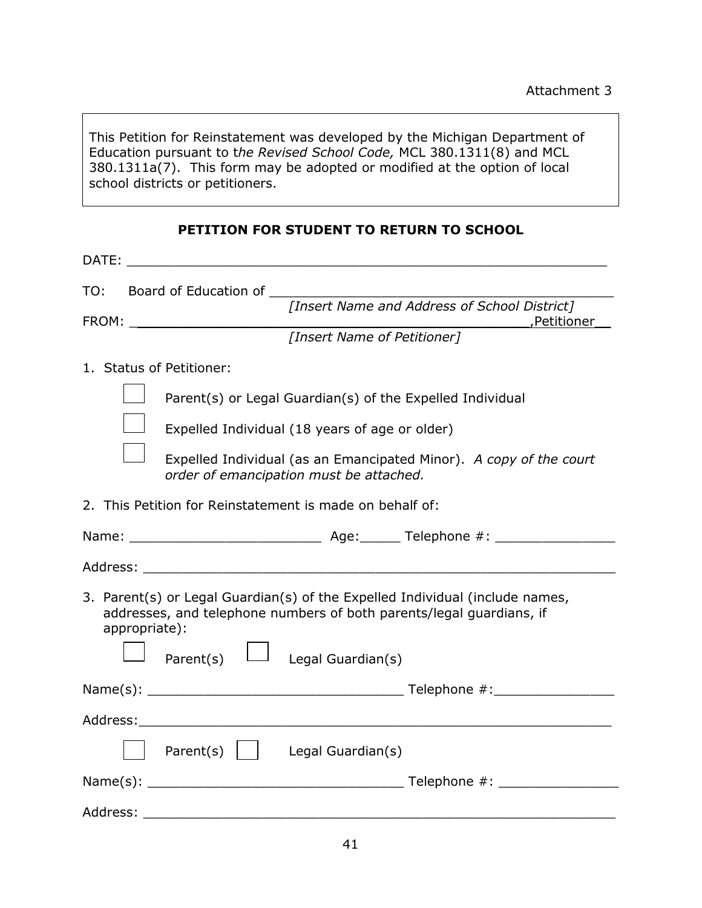Attachment 3

> This Petition for Reinstatement was developed by the Michigan Department of Education pursuant to t*he Revised School Code,* MCL 380.1311(8) and MCL 380.1311a(7). This form may be adopted or modified at the option of local school districts or petitioners.

## PETITION FOR STUDENT TO RETURN TO SCHOOL

DATE: ____________________________________________________________

TO: Board of Education of ____________________________________________
*[Insert Name and Address of School District]*

FROM: ____________________________________________,Petitioner__
*[Insert Name of Petitioner]*

1. Status of Petitioner:

   ☐ Parent(s) or Legal Guardian(s) of the Expelled Individual

   ☐ Expelled Individual (18 years of age or older)

   ☐ Expelled Individual (as an Emancipated Minor). *A copy of the court order of emancipation must be attached.*

2. This Petition for Reinstatement is made on behalf of:

Name: ________________________ Age:_____ Telephone #: _______________

Address: ____________________________________________________________

3. Parent(s) or Legal Guardian(s) of the Expelled Individual (include names, addresses, and telephone numbers of both parents/legal guardians, if appropriate):

   ☐ Parent(s) ☐ Legal Guardian(s)

Name(s): ________________________________ Telephone #:_______________

Address:____________________________________________________________

   ☐ Parent(s) ☐ Legal Guardian(s)

Name(s): ________________________________ Telephone #: _______________

Address: ____________________________________________________________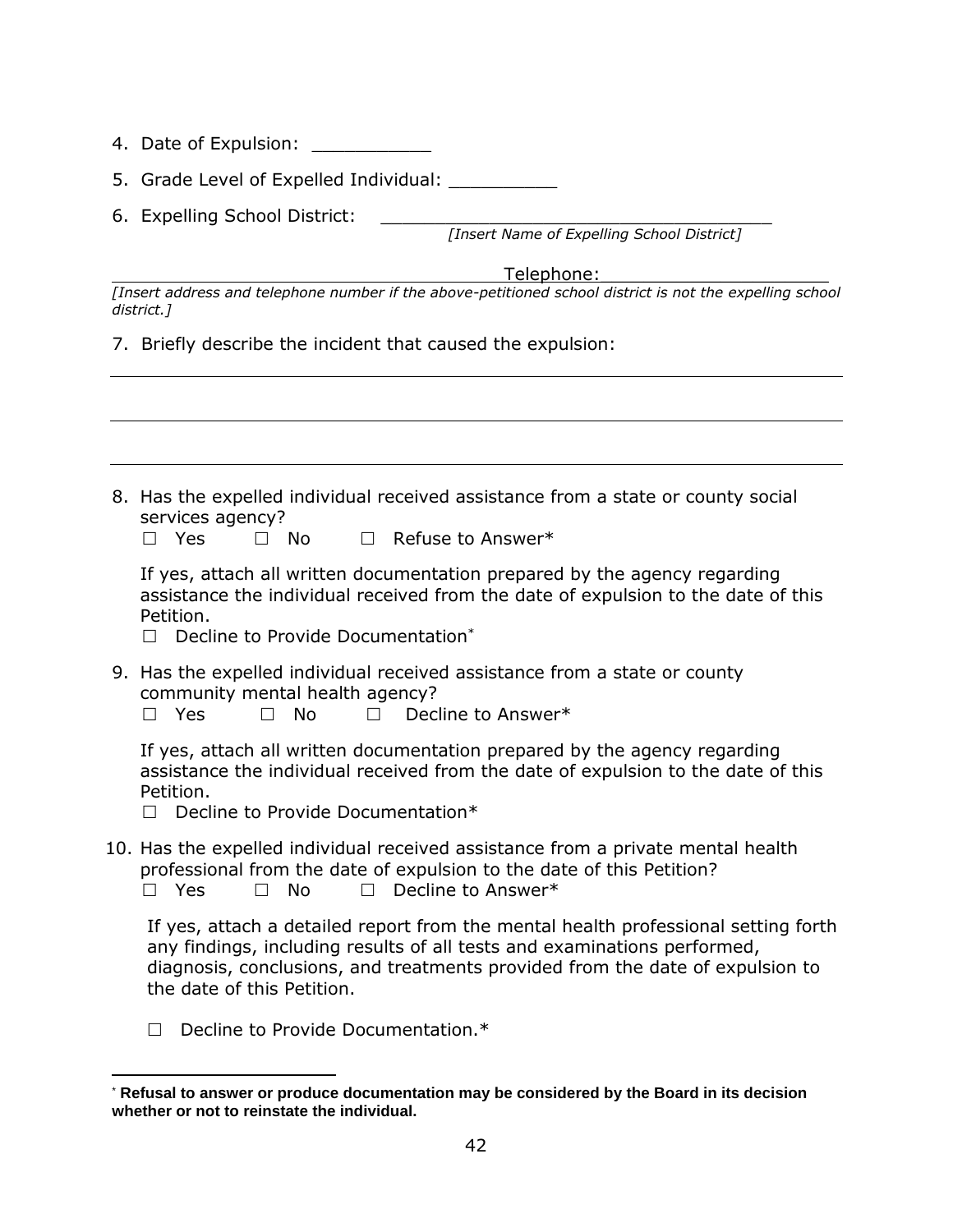4. Date of Expulsion: ___________

5. Grade Level of Expelled Individual: __________

6. Expelling School District: ____________________________________
*[Insert Name of Expelling School District]*

______________________________________ Telephone: ____________________
*[Insert address and telephone number if the above-petitioned school district is not the expelling school district.]*

7. Briefly describe the incident that caused the expulsion:

______________________________________________________________________

______________________________________________________________________

______________________________________________________________________

8. Has the expelled individual received assistance from a state or county social services agency?
   ☐ Yes ☐ No ☐ Refuse to Answer*

   If yes, attach all written documentation prepared by the agency regarding assistance the individual received from the date of expulsion to the date of this Petition.
   ☐ Decline to Provide Documentation*

9. Has the expelled individual received assistance from a state or county community mental health agency?
   ☐ Yes ☐ No ☐ Decline to Answer*

   If yes, attach all written documentation prepared by the agency regarding assistance the individual received from the date of expulsion to the date of this Petition.
   ☐ Decline to Provide Documentation*

10. Has the expelled individual received assistance from a private mental health professional from the date of expulsion to the date of this Petition?
    ☐ Yes ☐ No ☐ Decline to Answer*

    If yes, attach a detailed report from the mental health professional setting forth any findings, including results of all tests and examinations performed, diagnosis, conclusions, and treatments provided from the date of expulsion to the date of this Petition.

    ☐ Decline to Provide Documentation.*

---

* **Refusal to answer or produce documentation may be considered by the Board in its decision whether or not to reinstate the individual.**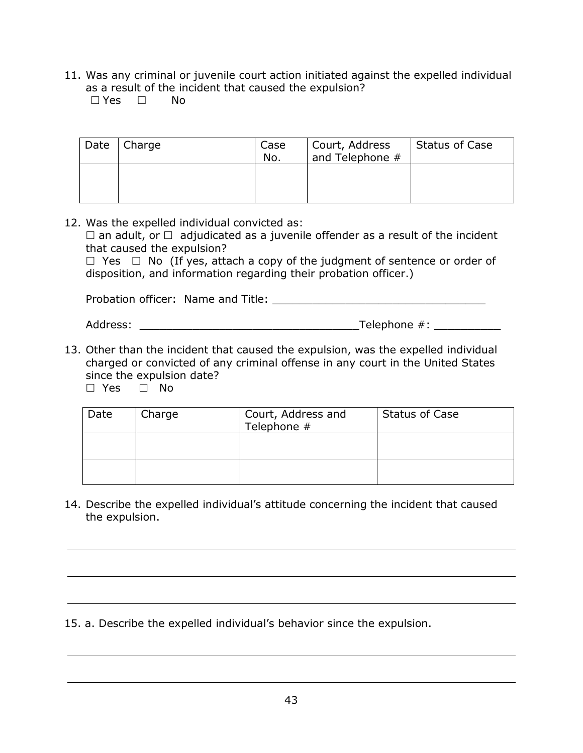11. Was any criminal or juvenile court action initiated against the expelled individual as a result of the incident that caused the expulsion?
    ☐ Yes ☐ No

| Date | Charge | Case No. | Court, Address and Telephone # | Status of Case |
|---|---|---|---|---|
| | | | | |

12. Was the expelled individual convicted as:
    ☐ an adult, or ☐ adjudicated as a juvenile offender as a result of the incident that caused the expulsion?
    ☐ Yes ☐ No (If yes, attach a copy of the judgment of sentence or order of disposition, and information regarding their probation officer.)

    Probation officer: Name and Title: ________________________________

    Address: ________________________________Telephone #: __________

13. Other than the incident that caused the expulsion, was the expelled individual charged or convicted of any criminal offense in any court in the United States since the expulsion date?
    ☐ Yes ☐ No

| Date | Charge | Court, Address and Telephone # | Status of Case |
|---|---|---|---|
| | | | |
| | | | |

14. Describe the expelled individual's attitude concerning the incident that caused the expulsion.

______________________________________________________________________

______________________________________________________________________

______________________________________________________________________

15. a. Describe the expelled individual's behavior since the expulsion.

______________________________________________________________________

______________________________________________________________________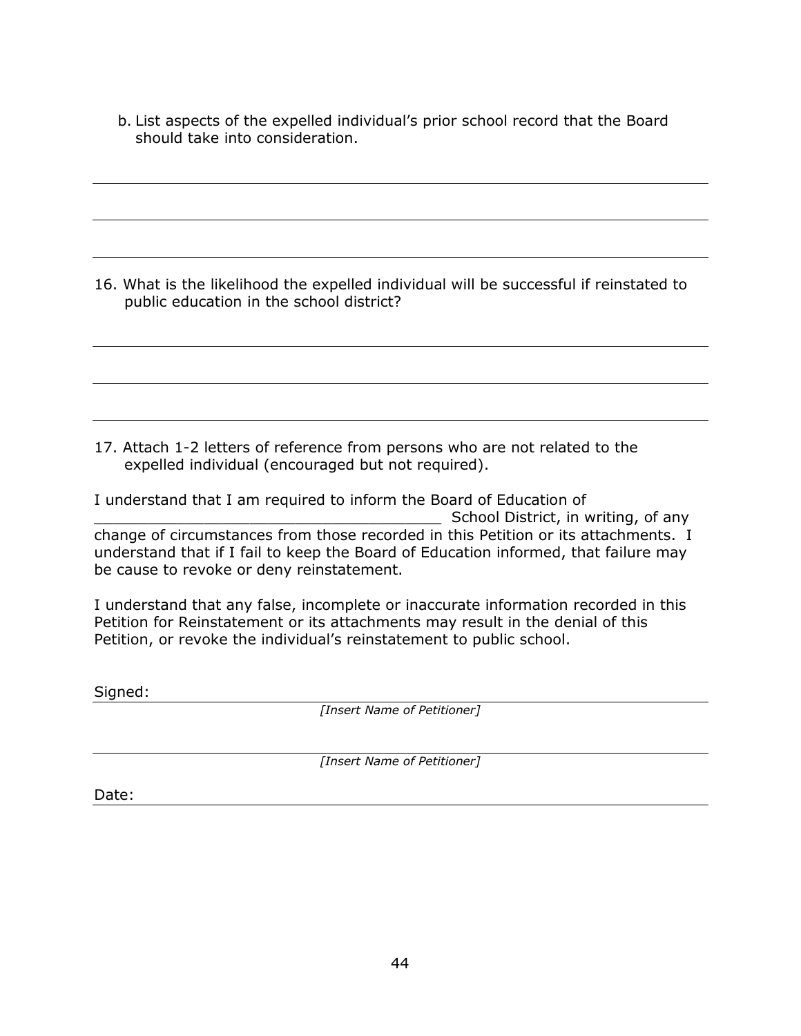b. List aspects of the expelled individual's prior school record that the Board should take into consideration.

______________________________________________________________________

______________________________________________________________________

______________________________________________________________________

16. What is the likelihood the expelled individual will be successful if reinstated to public education in the school district?

______________________________________________________________________

______________________________________________________________________

______________________________________________________________________

17. Attach 1-2 letters of reference from persons who are not related to the expelled individual (encouraged but not required).

I understand that I am required to inform the Board of Education of ______________________________________ School District, in writing, of any change of circumstances from those recorded in this Petition or its attachments. I understand that if I fail to keep the Board of Education informed, that failure may be cause to revoke or deny reinstatement.

I understand that any false, incomplete or inaccurate information recorded in this Petition for Reinstatement or its attachments may result in the denial of this Petition, or revoke the individual's reinstatement to public school.

Signed: ______________________________________________________________

*[Insert Name of Petitioner]*

______________________________________________________________________

*[Insert Name of Petitioner]*

Date: ________________________________________________________________